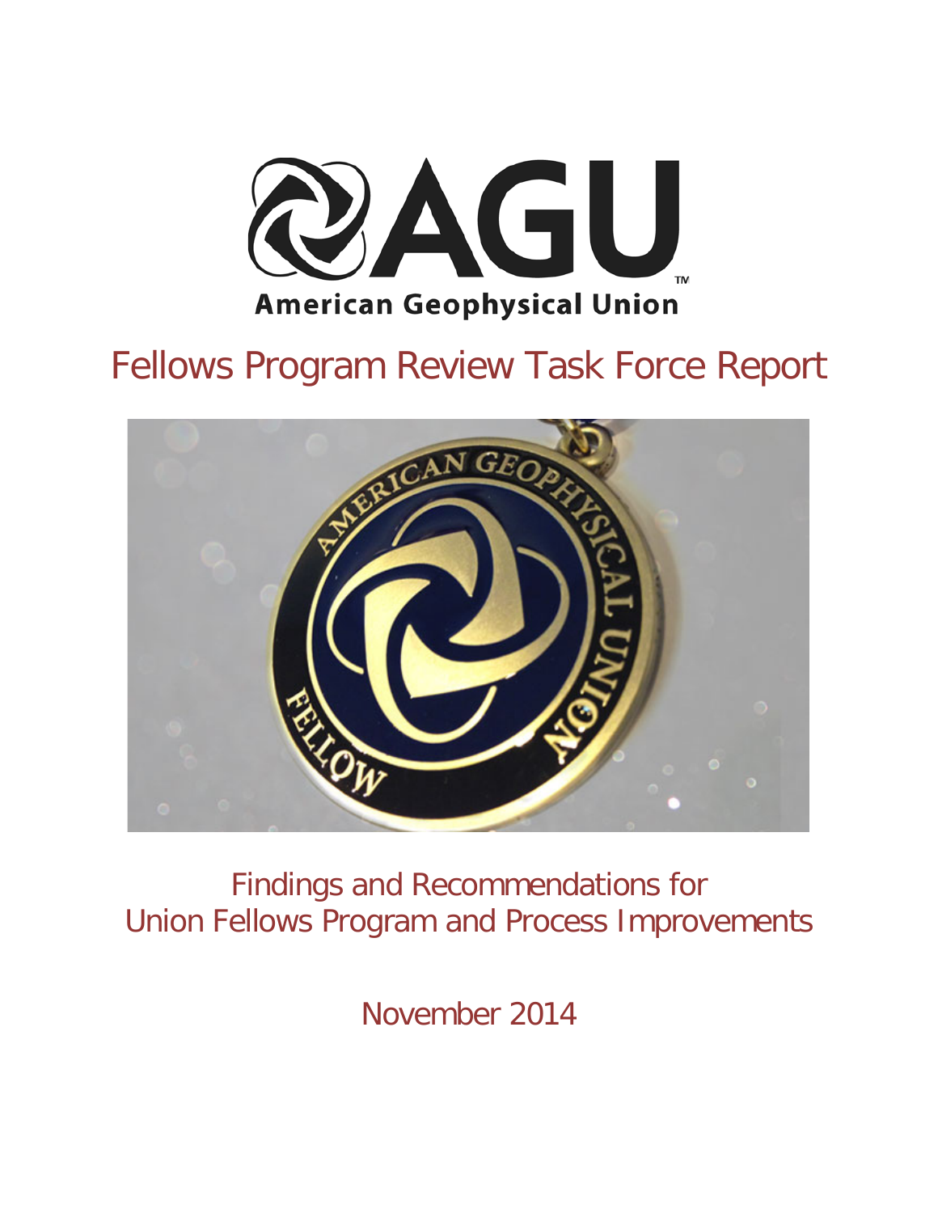AGU

American Geophysical Union

# Fellows Program Review Task Force Report

## Findings and Recommendations for Union Fellows Program and Process Improvements

November 2014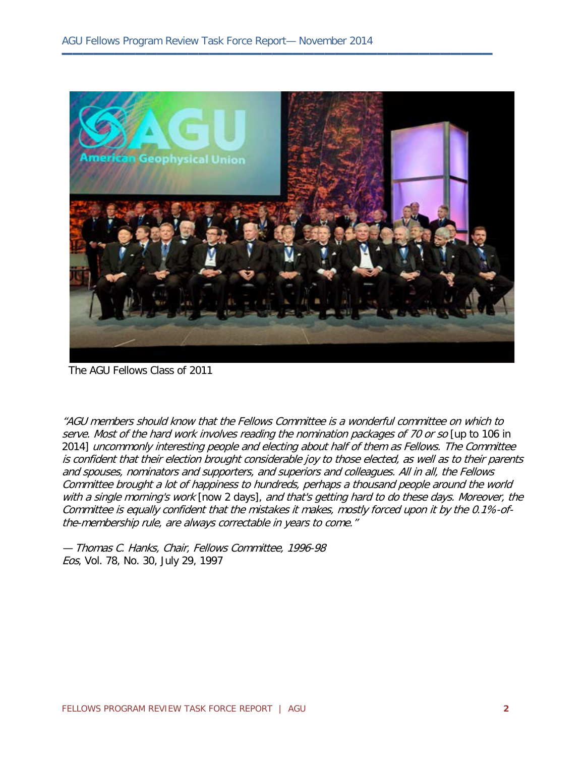The AGU Fellows Class of 2011

*"AGU members should know that the Fellows Committee is a wonderful committee on which to serve. Most of the hard work involves reading the nomination packages of 70 or so* [up to 106 in 2014] *uncommonly interesting people and electing about half of them as Fellows. The Committee is confident that their election brought considerable joy to those elected, as well as to their parents and spouses, nominators and supporters, and superiors and colleagues. All in all, the Fellows Committee brought a lot of happiness to hundreds, perhaps a thousand people around the world with a single morning's work* [now 2 days], *and that's getting hard to do these days. Moreover, the Committee is equally confident that the mistakes it makes, mostly forced upon it by the 0.1%-of-the-membership rule, are always correctable in years to come."*

*— Thomas C. Hanks, Chair, Fellows Committee, 1996-98*
*Eos*, Vol. 78, No. 30, July 29, 1997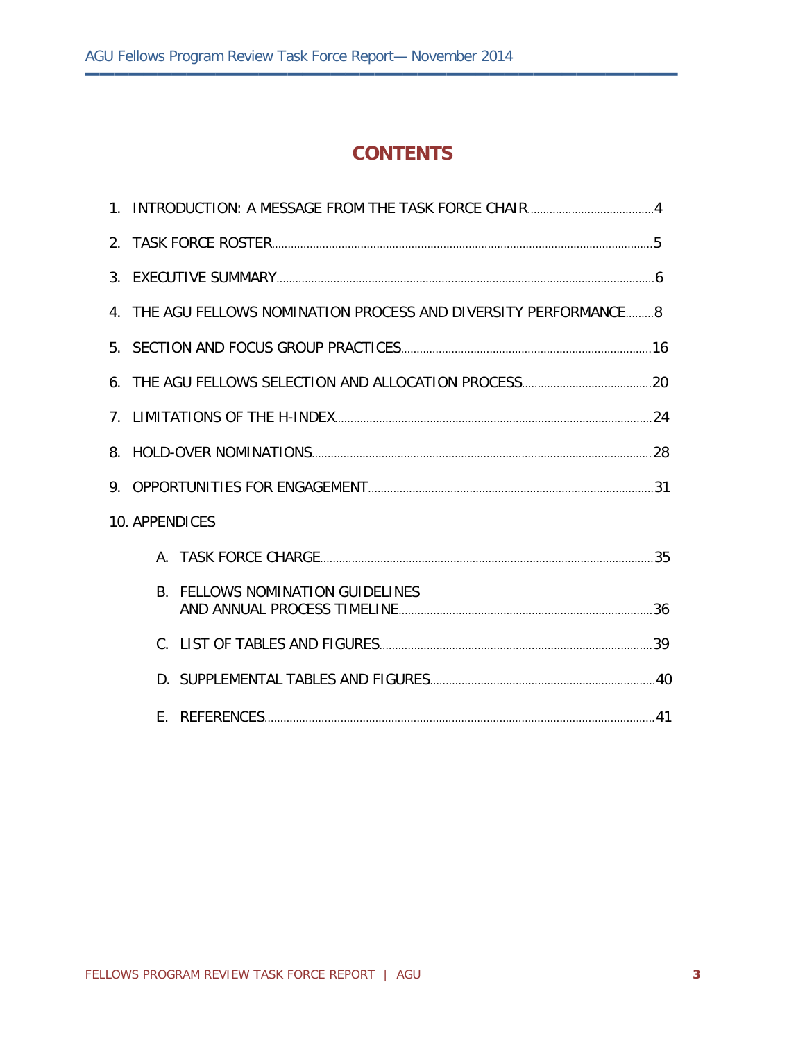# CONTENTS

1. INTRODUCTION: A MESSAGE FROM THE TASK FORCE CHAIR ........ 4
2. TASK FORCE ROSTER ........ 5
3. EXECUTIVE SUMMARY ........ 6
4. THE AGU FELLOWS NOMINATION PROCESS AND DIVERSITY PERFORMANCE ........ 8
5. SECTION AND FOCUS GROUP PRACTICES ........ 16
6. THE AGU FELLOWS SELECTION AND ALLOCATION PROCESS ........ 20
7. LIMITATIONS OF THE H-INDEX ........ 24
8. HOLD-OVER NOMINATIONS ........ 28
9. OPPORTUNITIES FOR ENGAGEMENT ........ 31
10. APPENDICES
    - A. TASK FORCE CHARGE ........ 35
    - B. FELLOWS NOMINATION GUIDELINES AND ANNUAL PROCESS TIMELINE ........ 36
    - C. LIST OF TABLES AND FIGURES ........ 39
    - D. SUPPLEMENTAL TABLES AND FIGURES ........ 40
    - E. REFERENCES ........ 41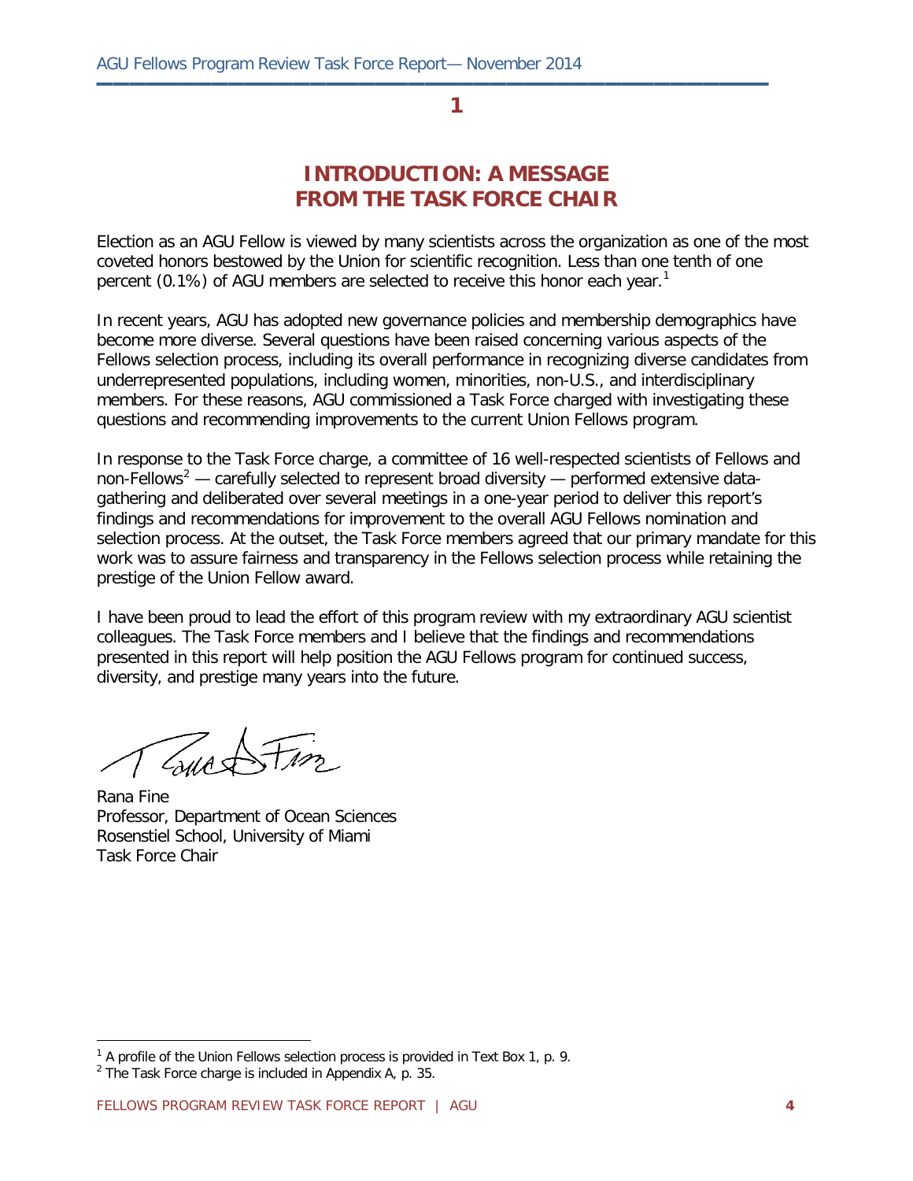# 1

## INTRODUCTION: A MESSAGE FROM THE TASK FORCE CHAIR

Election as an AGU Fellow is viewed by many scientists across the organization as one of the most coveted honors bestowed by the Union for scientific recognition. Less than one tenth of one percent (0.1%) of AGU members are selected to receive this honor each year.[1]

In recent years, AGU has adopted new governance policies and membership demographics have become more diverse. Several questions have been raised concerning various aspects of the Fellows selection process, including its overall performance in recognizing diverse candidates from underrepresented populations, including women, minorities, non-U.S., and interdisciplinary members. For these reasons, AGU commissioned a Task Force charged with investigating these questions and recommending improvements to the current Union Fellows program.

In response to the Task Force charge, a committee of 16 well-respected scientists of Fellows and non-Fellows[2] — carefully selected to represent broad diversity — performed extensive data-gathering and deliberated over several meetings in a one-year period to deliver this report's findings and recommendations for improvement to the overall AGU Fellows nomination and selection process. At the outset, the Task Force members agreed that our primary mandate for this work was to assure fairness and transparency in the Fellows selection process while retaining the prestige of the Union Fellow award.

I have been proud to lead the effort of this program review with my extraordinary AGU scientist colleagues. The Task Force members and I believe that the findings and recommendations presented in this report will help position the AGU Fellows program for continued success, diversity, and prestige many years into the future.

Rana Fine
Professor, Department of Ocean Sciences
Rosenstiel School, University of Miami
Task Force Chair

---

[1] A profile of the Union Fellows selection process is provided in Text Box 1, p. 9.
[2] The Task Force charge is included in Appendix A, p. 35.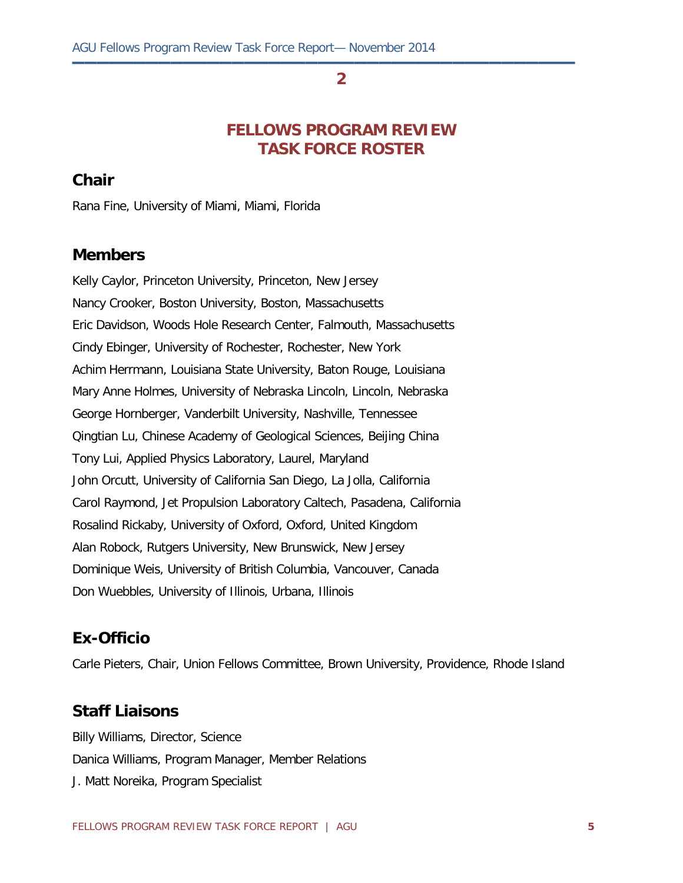2

# FELLOWS PROGRAM REVIEW TASK FORCE ROSTER

## Chair

Rana Fine, University of Miami, Miami, Florida

## Members

Kelly Caylor, Princeton University, Princeton, New Jersey

Nancy Crooker, Boston University, Boston, Massachusetts

Eric Davidson, Woods Hole Research Center, Falmouth, Massachusetts

Cindy Ebinger, University of Rochester, Rochester, New York

Achim Herrmann, Louisiana State University, Baton Rouge, Louisiana

Mary Anne Holmes, University of Nebraska Lincoln, Lincoln, Nebraska

George Hornberger, Vanderbilt University, Nashville, Tennessee

Qingtian Lu, Chinese Academy of Geological Sciences, Beijing China

Tony Lui, Applied Physics Laboratory, Laurel, Maryland

John Orcutt, University of California San Diego, La Jolla, California

Carol Raymond, Jet Propulsion Laboratory Caltech, Pasadena, California

Rosalind Rickaby, University of Oxford, Oxford, United Kingdom

Alan Robock, Rutgers University, New Brunswick, New Jersey

Dominique Weis, University of British Columbia, Vancouver, Canada

Don Wuebbles, University of Illinois, Urbana, Illinois

## Ex-Officio

Carle Pieters, Chair, Union Fellows Committee, Brown University, Providence, Rhode Island

## Staff Liaisons

Billy Williams, Director, Science

Danica Williams, Program Manager, Member Relations

J. Matt Noreika, Program Specialist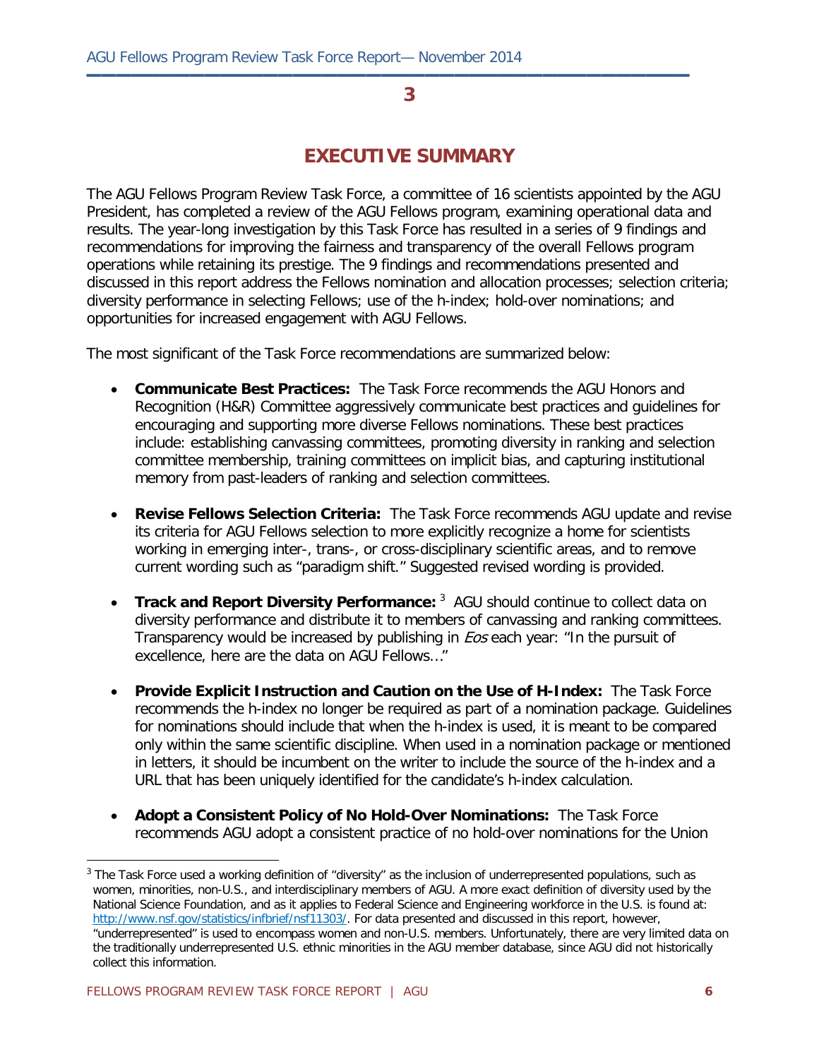# 3

## EXECUTIVE SUMMARY

The AGU Fellows Program Review Task Force, a committee of 16 scientists appointed by the AGU President, has completed a review of the AGU Fellows program, examining operational data and results. The year-long investigation by this Task Force has resulted in a series of 9 findings and recommendations for improving the fairness and transparency of the overall Fellows program operations while retaining its prestige. The 9 findings and recommendations presented and discussed in this report address the Fellows nomination and allocation processes; selection criteria; diversity performance in selecting Fellows; use of the h-index; hold-over nominations; and opportunities for increased engagement with AGU Fellows.

The most significant of the Task Force recommendations are summarized below:

- **Communicate Best Practices:** The Task Force recommends the AGU Honors and Recognition (H&R) Committee aggressively communicate best practices and guidelines for encouraging and supporting more diverse Fellows nominations. These best practices include: establishing canvassing committees, promoting diversity in ranking and selection committee membership, training committees on implicit bias, and capturing institutional memory from past-leaders of ranking and selection committees.

- **Revise Fellows Selection Criteria:** The Task Force recommends AGU update and revise its criteria for AGU Fellows selection to more explicitly recognize a home for scientists working in emerging inter-, trans-, or cross-disciplinary scientific areas, and to remove current wording such as "paradigm shift." Suggested revised wording is provided.

- **Track and Report Diversity Performance:** [3] AGU should continue to collect data on diversity performance and distribute it to members of canvassing and ranking committees. Transparency would be increased by publishing in *Eos* each year: "In the pursuit of excellence, here are the data on AGU Fellows…"

- **Provide Explicit Instruction and Caution on the Use of H-Index:** The Task Force recommends the h-index no longer be required as part of a nomination package. Guidelines for nominations should include that when the h-index is used, it is meant to be compared only within the same scientific discipline. When used in a nomination package or mentioned in letters, it should be incumbent on the writer to include the source of the h-index and a URL that has been uniquely identified for the candidate's h-index calculation.

- **Adopt a Consistent Policy of No Hold-Over Nominations:** The Task Force recommends AGU adopt a consistent practice of no hold-over nominations for the Union

[3] The Task Force used a working definition of "diversity" as the inclusion of underrepresented populations, such as women, minorities, non-U.S., and interdisciplinary members of AGU. A more exact definition of diversity used by the National Science Foundation, and as it applies to Federal Science and Engineering workforce in the U.S. is found at: http://www.nsf.gov/statistics/infbrief/nsf11303/. For data presented and discussed in this report, however, "underrepresented" is used to encompass women and non-U.S. members. Unfortunately, there are very limited data on the traditionally underrepresented U.S. ethnic minorities in the AGU member database, since AGU did not historically collect this information.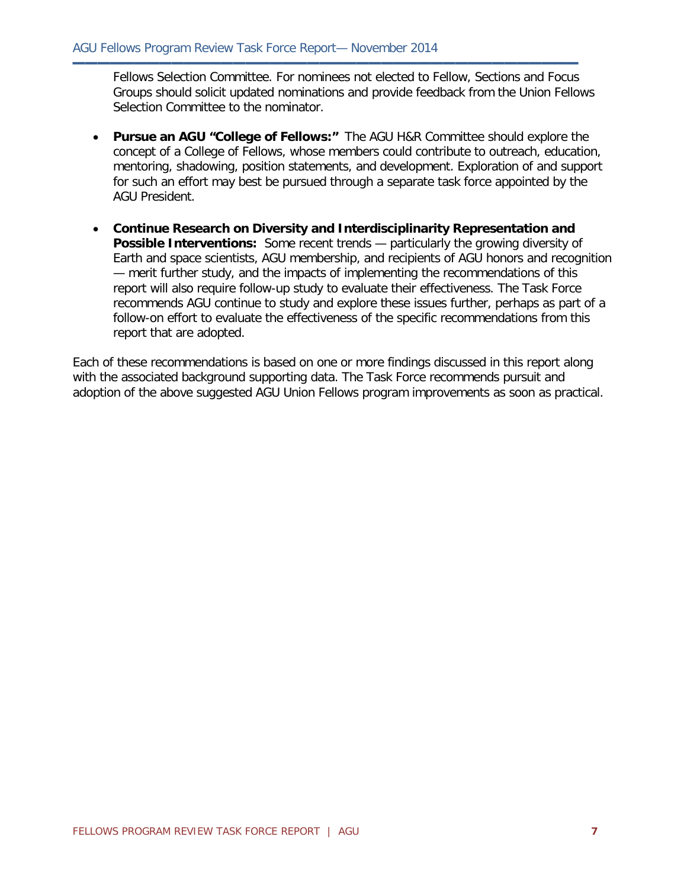Fellows Selection Committee. For nominees not elected to Fellow, Sections and Focus Groups should solicit updated nominations and provide feedback from the Union Fellows Selection Committee to the nominator.

- **Pursue an AGU "College of Fellows:"** The AGU H&R Committee should explore the concept of a College of Fellows, whose members could contribute to outreach, education, mentoring, shadowing, position statements, and development. Exploration of and support for such an effort may best be pursued through a separate task force appointed by the AGU President.

- **Continue Research on Diversity and Interdisciplinarity Representation and Possible Interventions:** Some recent trends — particularly the growing diversity of Earth and space scientists, AGU membership, and recipients of AGU honors and recognition — merit further study, and the impacts of implementing the recommendations of this report will also require follow-up study to evaluate their effectiveness. The Task Force recommends AGU continue to study and explore these issues further, perhaps as part of a follow-on effort to evaluate the effectiveness of the specific recommendations from this report that are adopted.

Each of these recommendations is based on one or more findings discussed in this report along with the associated background supporting data. The Task Force recommends pursuit and adoption of the above suggested AGU Union Fellows program improvements as soon as practical.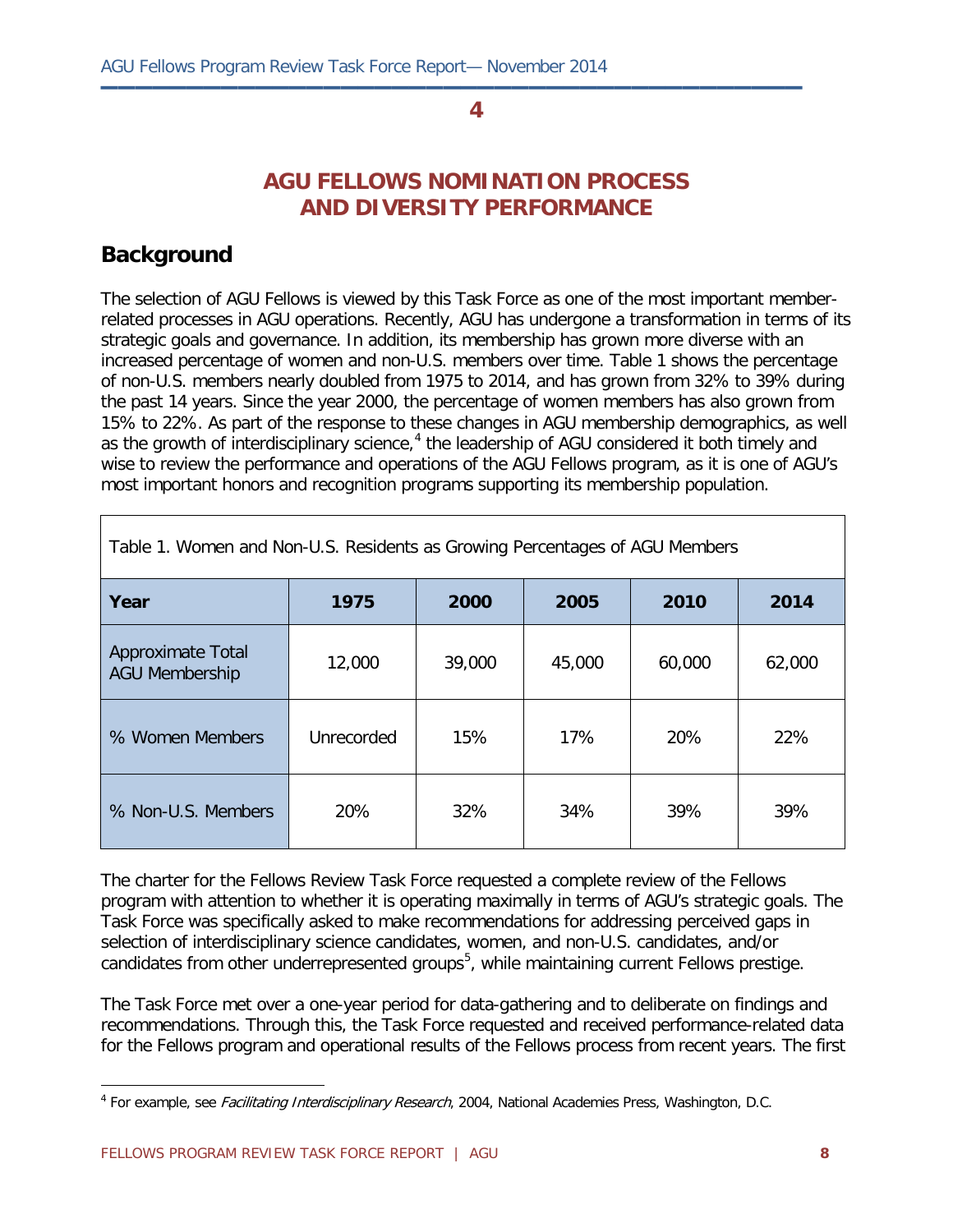# 4

## AGU FELLOWS NOMINATION PROCESS AND DIVERSITY PERFORMANCE

## Background

The selection of AGU Fellows is viewed by this Task Force as one of the most important member-related processes in AGU operations. Recently, AGU has undergone a transformation in terms of its strategic goals and governance. In addition, its membership has grown more diverse with an increased percentage of women and non-U.S. members over time. Table 1 shows the percentage of non-U.S. members nearly doubled from 1975 to 2014, and has grown from 32% to 39% during the past 14 years. Since the year 2000, the percentage of women members has also grown from 15% to 22%. As part of the response to these changes in AGU membership demographics, as well as the growth of interdisciplinary science,[4] the leadership of AGU considered it both timely and wise to review the performance and operations of the AGU Fellows program, as it is one of AGU's most important honors and recognition programs supporting its membership population.

Table 1. Women and Non-U.S. Residents as Growing Percentages of AGU Members

| Year | 1975 | 2000 | 2005 | 2010 | 2014 |
|---|---|---|---|---|---|
| Approximate Total AGU Membership | 12,000 | 39,000 | 45,000 | 60,000 | 62,000 |
| % Women Members | Unrecorded | 15% | 17% | 20% | 22% |
| % Non-U.S. Members | 20% | 32% | 34% | 39% | 39% |

The charter for the Fellows Review Task Force requested a complete review of the Fellows program with attention to whether it is operating maximally in terms of AGU's strategic goals. The Task Force was specifically asked to make recommendations for addressing perceived gaps in selection of interdisciplinary science candidates, women, and non-U.S. candidates, and/or candidates from other underrepresented groups[5], while maintaining current Fellows prestige.

The Task Force met over a one-year period for data-gathering and to deliberate on findings and recommendations. Through this, the Task Force requested and received performance-related data for the Fellows program and operational results of the Fellows process from recent years. The first

[4] For example, see *Facilitating Interdisciplinary Research*, 2004, National Academies Press, Washington, D.C.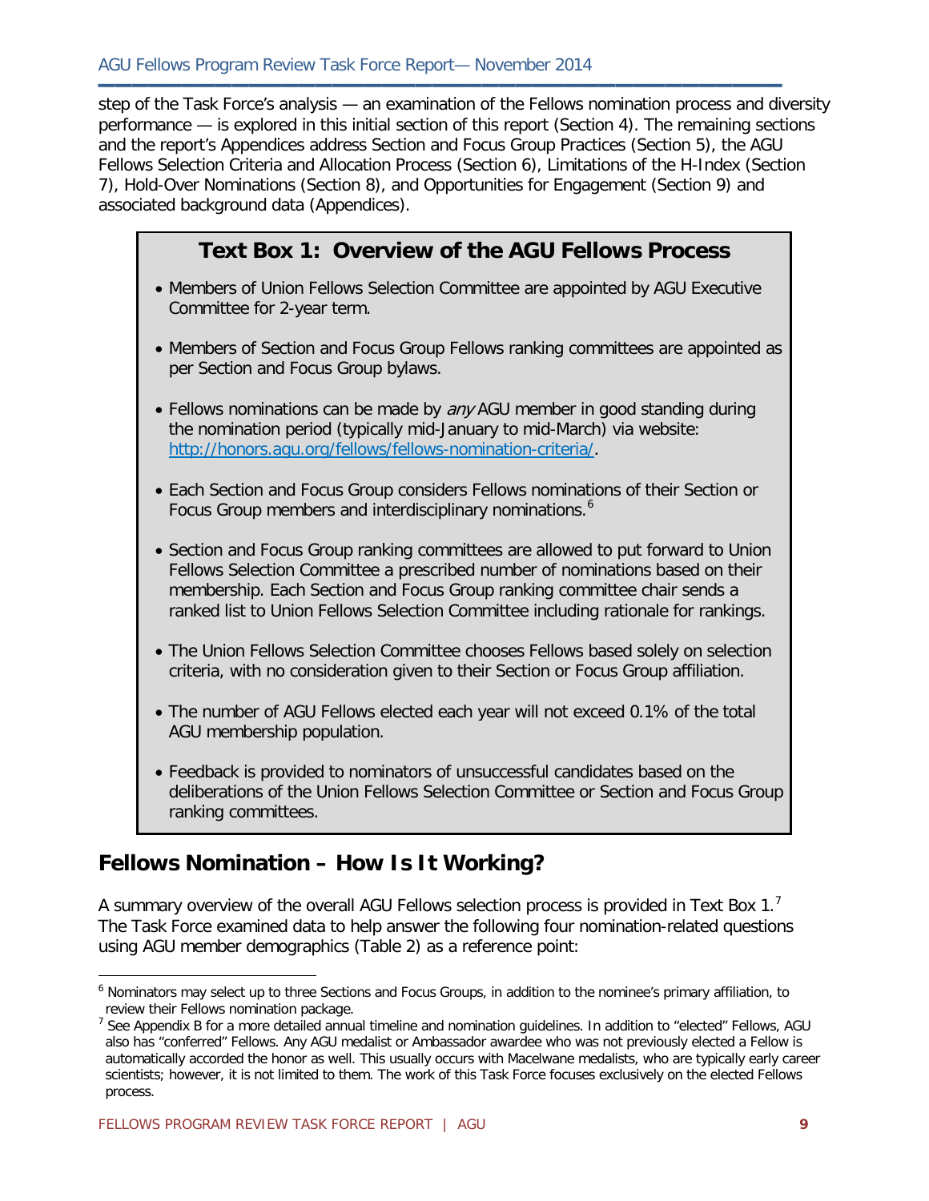step of the Task Force's analysis — an examination of the Fellows nomination process and diversity performance — is explored in this initial section of this report (Section 4). The remaining sections and the report's Appendices address Section and Focus Group Practices (Section 5), the AGU Fellows Selection Criteria and Allocation Process (Section 6), Limitations of the H-Index (Section 7), Hold-Over Nominations (Section 8), and Opportunities for Engagement (Section 9) and associated background data (Appendices).

> **Text Box 1: Overview of the AGU Fellows Process**
>
> - Members of Union Fellows Selection Committee are appointed by AGU Executive Committee for 2-year term.
> - Members of Section and Focus Group Fellows ranking committees are appointed as per Section and Focus Group bylaws.
> - Fellows nominations can be made by *any* AGU member in good standing during the nomination period (typically mid-January to mid-March) via website: http://honors.agu.org/fellows/fellows-nomination-criteria/.
> - Each Section and Focus Group considers Fellows nominations of their Section or Focus Group members and interdisciplinary nominations.[6]
> - Section and Focus Group ranking committees are allowed to put forward to Union Fellows Selection Committee a prescribed number of nominations based on their membership. Each Section and Focus Group ranking committee chair sends a ranked list to Union Fellows Selection Committee including rationale for rankings.
> - The Union Fellows Selection Committee chooses Fellows based solely on selection criteria, with no consideration given to their Section or Focus Group affiliation.
> - The number of AGU Fellows elected each year will not exceed 0.1% of the total AGU membership population.
> - Feedback is provided to nominators of unsuccessful candidates based on the deliberations of the Union Fellows Selection Committee or Section and Focus Group ranking committees.

## Fellows Nomination – How Is It Working?

A summary overview of the overall AGU Fellows selection process is provided in Text Box 1.[7] The Task Force examined data to help answer the following four nomination-related questions using AGU member demographics (Table 2) as a reference point:

---

[6] Nominators may select up to three Sections and Focus Groups, in addition to the nominee's primary affiliation, to review their Fellows nomination package.

[7] See Appendix B for a more detailed annual timeline and nomination guidelines. In addition to "elected" Fellows, AGU also has "conferred" Fellows. Any AGU medalist or Ambassador awardee who was not previously elected a Fellow is automatically accorded the honor as well. This usually occurs with Macelwane medalists, who are typically early career scientists; however, it is not limited to them. The work of this Task Force focuses exclusively on the elected Fellows process.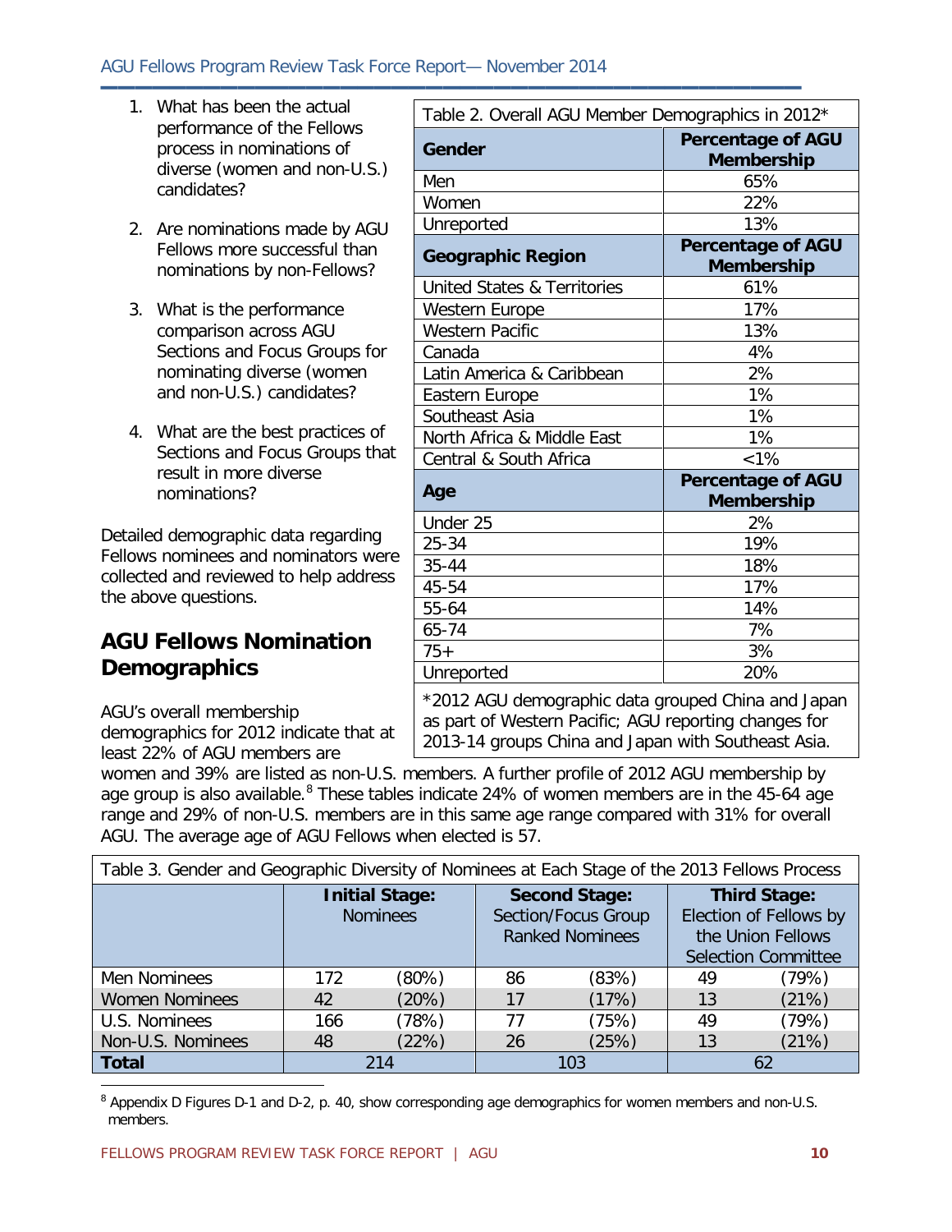1. What has been the actual performance of the Fellows process in nominations of diverse (women and non-U.S.) candidates?

2. Are nominations made by AGU Fellows more successful than nominations by non-Fellows?

3. What is the performance comparison across AGU Sections and Focus Groups for nominating diverse (women and non-U.S.) candidates?

4. What are the best practices of Sections and Focus Groups that result in more diverse nominations?

Detailed demographic data regarding Fellows nominees and nominators were collected and reviewed to help address the above questions.

| Table 2. Overall AGU Member Demographics in 2012* | |
|---|---|
| **Gender** | **Percentage of AGU Membership** |
| Men | 65% |
| Women | 22% |
| Unreported | 13% |
| **Geographic Region** | **Percentage of AGU Membership** |
| United States & Territories | 61% |
| Western Europe | 17% |
| Western Pacific | 13% |
| Canada | 4% |
| Latin America & Caribbean | 2% |
| Eastern Europe | 1% |
| Southeast Asia | 1% |
| North Africa & Middle East | 1% |
| Central & South Africa | <1% |
| **Age** | **Percentage of AGU Membership** |
| Under 25 | 2% |
| 25-34 | 19% |
| 35-44 | 18% |
| 45-54 | 17% |
| 55-64 | 14% |
| 65-74 | 7% |
| 75+ | 3% |
| Unreported | 20% |

*2012 AGU demographic data grouped China and Japan as part of Western Pacific; AGU reporting changes for 2013-14 groups China and Japan with Southeast Asia.

## AGU Fellows Nomination Demographics

AGU's overall membership demographics for 2012 indicate that at least 22% of AGU members are women and 39% are listed as non-U.S. members. A further profile of 2012 AGU membership by age group is also available.[8] These tables indicate 24% of women members are in the 45-64 age range and 29% of non-U.S. members are in this same age range compared with 31% for overall AGU. The average age of AGU Fellows when elected is 57.

Table 3. Gender and Geographic Diversity of Nominees at Each Stage of the 2013 Fellows Process

| | **Initial Stage:** Nominees | | **Second Stage:** Section/Focus Group Ranked Nominees | | **Third Stage:** Election of Fellows by the Union Fellows Selection Committee | |
|---|---|---|---|---|---|---|
| Men Nominees | 172 | (80%) | 86 | (83%) | 49 | (79%) |
| Women Nominees | 42 | (20%) | 17 | (17%) | 13 | (21%) |
| U.S. Nominees | 166 | (78%) | 77 | (75%) | 49 | (79%) |
| Non-U.S. Nominees | 48 | (22%) | 26 | (25%) | 13 | (21%) |
| **Total** | 214 | | 103 | | 62 | |

[8] Appendix D Figures D-1 and D-2, p. 40, show corresponding age demographics for women members and non-U.S. members.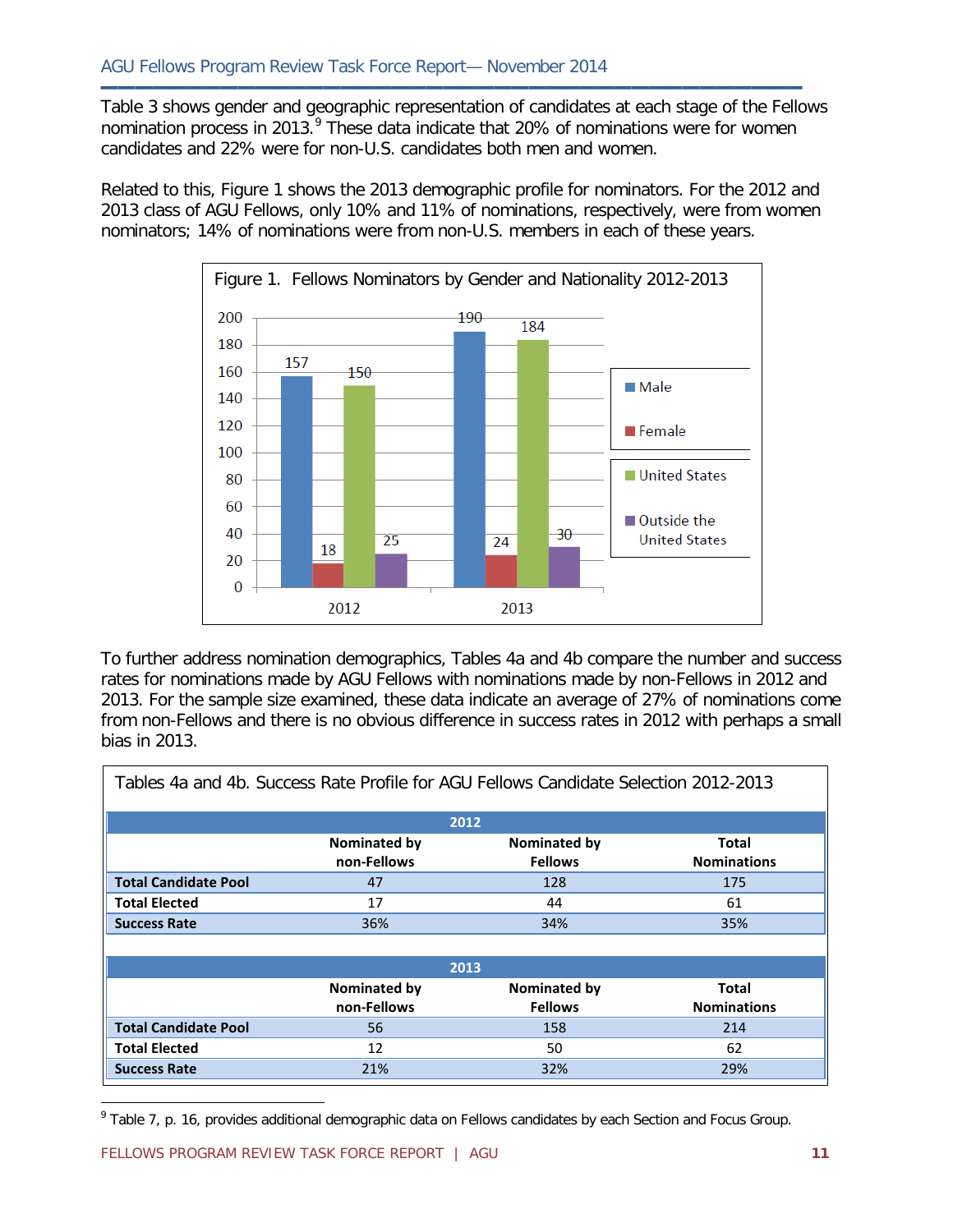Table 3 shows gender and geographic representation of candidates at each stage of the Fellows nomination process in 2013.[9] These data indicate that 20% of nominations were for women candidates and 22% were for non-U.S. candidates both men and women.

Related to this, Figure 1 shows the 2013 demographic profile for nominators. For the 2012 and 2013 class of AGU Fellows, only 10% and 11% of nominations, respectively, were from women nominators; 14% of nominations were from non-U.S. members in each of these years.

Figure 1. Fellows Nominators by Gender and Nationality 2012-2013

| | Male | Female | United States | Outside the United States |
|---|---|---|---|---|
| 2012 | 157 | 18 | 150 | 25 |
| 2013 | 190 | 24 | 184 | 30 |

To further address nomination demographics, Tables 4a and 4b compare the number and success rates for nominations made by AGU Fellows with nominations made by non-Fellows in 2012 and 2013. For the sample size examined, these data indicate an average of 27% of nominations come from non-Fellows and there is no obvious difference in success rates in 2012 with perhaps a small bias in 2013.

Tables 4a and 4b. Success Rate Profile for AGU Fellows Candidate Selection 2012-2013

| 2012 | Nominated by non-Fellows | Nominated by Fellows | Total Nominations |
|---|---|---|---|
| **Total Candidate Pool** | 47 | 128 | 175 |
| **Total Elected** | 17 | 44 | 61 |
| **Success Rate** | 36% | 34% | 35% |

| 2013 | Nominated by non-Fellows | Nominated by Fellows | Total Nominations |
|---|---|---|---|
| **Total Candidate Pool** | 56 | 158 | 214 |
| **Total Elected** | 12 | 50 | 62 |
| **Success Rate** | 21% | 32% | 29% |

[9] Table 7, p. 16, provides additional demographic data on Fellows candidates by each Section and Focus Group.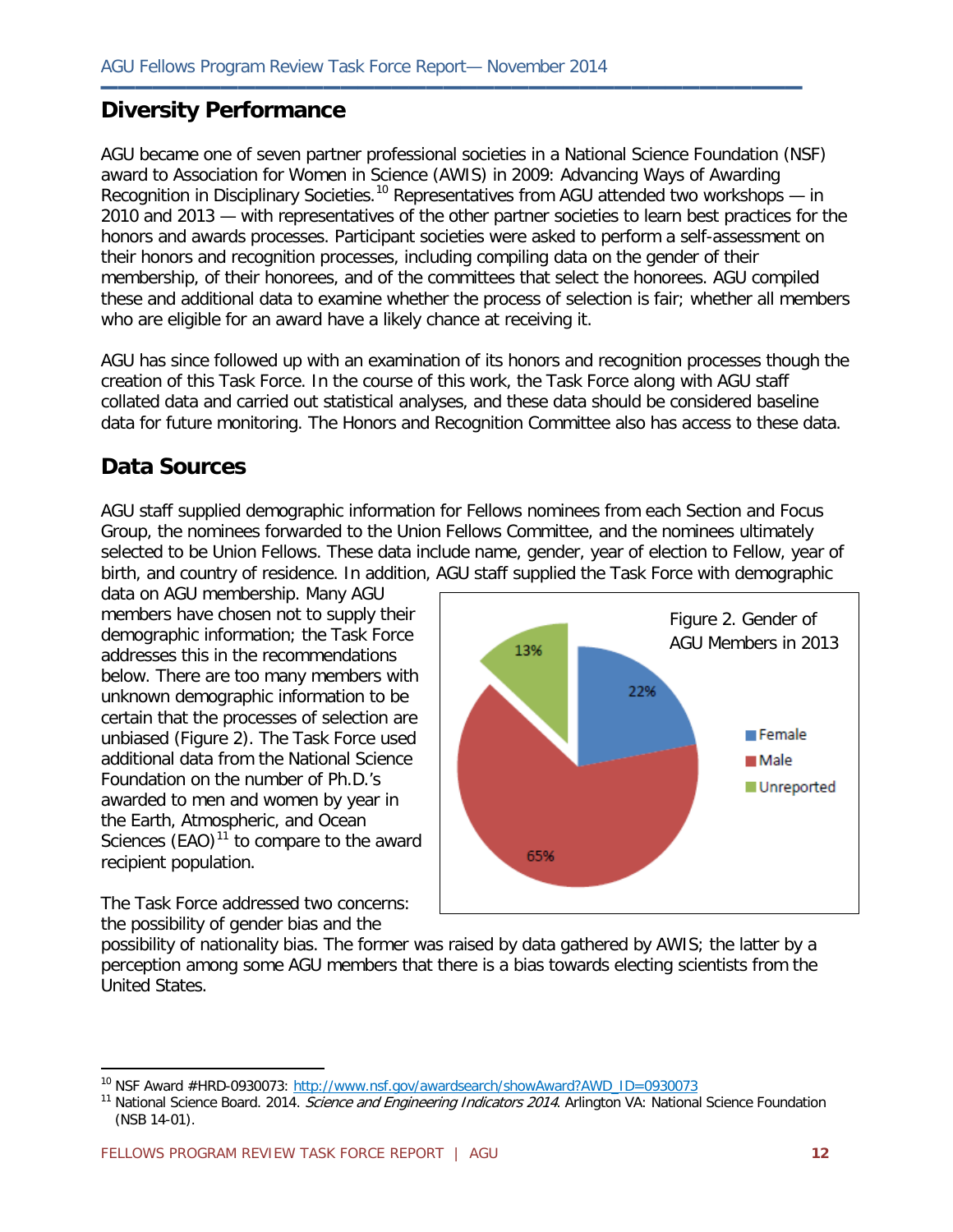## Diversity Performance

AGU became one of seven partner professional societies in a National Science Foundation (NSF) award to Association for Women in Science (AWIS) in 2009: Advancing Ways of Awarding Recognition in Disciplinary Societies.[10] Representatives from AGU attended two workshops — in 2010 and 2013 — with representatives of the other partner societies to learn best practices for the honors and awards processes. Participant societies were asked to perform a self-assessment on their honors and recognition processes, including compiling data on the gender of their membership, of their honorees, and of the committees that select the honorees. AGU compiled these and additional data to examine whether the process of selection is fair; whether all members who are eligible for an award have a likely chance at receiving it.

AGU has since followed up with an examination of its honors and recognition processes though the creation of this Task Force. In the course of this work, the Task Force along with AGU staff collated data and carried out statistical analyses, and these data should be considered baseline data for future monitoring. The Honors and Recognition Committee also has access to these data.

## Data Sources

AGU staff supplied demographic information for Fellows nominees from each Section and Focus Group, the nominees forwarded to the Union Fellows Committee, and the nominees ultimately selected to be Union Fellows. These data include name, gender, year of election to Fellow, year of birth, and country of residence. In addition, AGU staff supplied the Task Force with demographic data on AGU membership. Many AGU members have chosen not to supply their demographic information; the Task Force addresses this in the recommendations below. There are too many members with unknown demographic information to be certain that the processes of selection are unbiased (Figure 2). The Task Force used additional data from the National Science Foundation on the number of Ph.D.'s awarded to men and women by year in the Earth, Atmospheric, and Ocean Sciences (EAO)[11] to compare to the award recipient population.

Figure 2. Gender of AGU Members in 2013

| Gender | Percentage |
|---|---|
| Female | 22% |
| Male | 65% |
| Unreported | 13% |

The Task Force addressed two concerns: the possibility of gender bias and the possibility of nationality bias. The former was raised by data gathered by AWIS; the latter by a perception among some AGU members that there is a bias towards electing scientists from the United States.

---

[10] NSF Award #HRD-0930073: http://www.nsf.gov/awardsearch/showAward?AWD_ID=0930073

[11] National Science Board. 2014. *Science and Engineering Indicators 2014*. Arlington VA: National Science Foundation (NSB 14-01).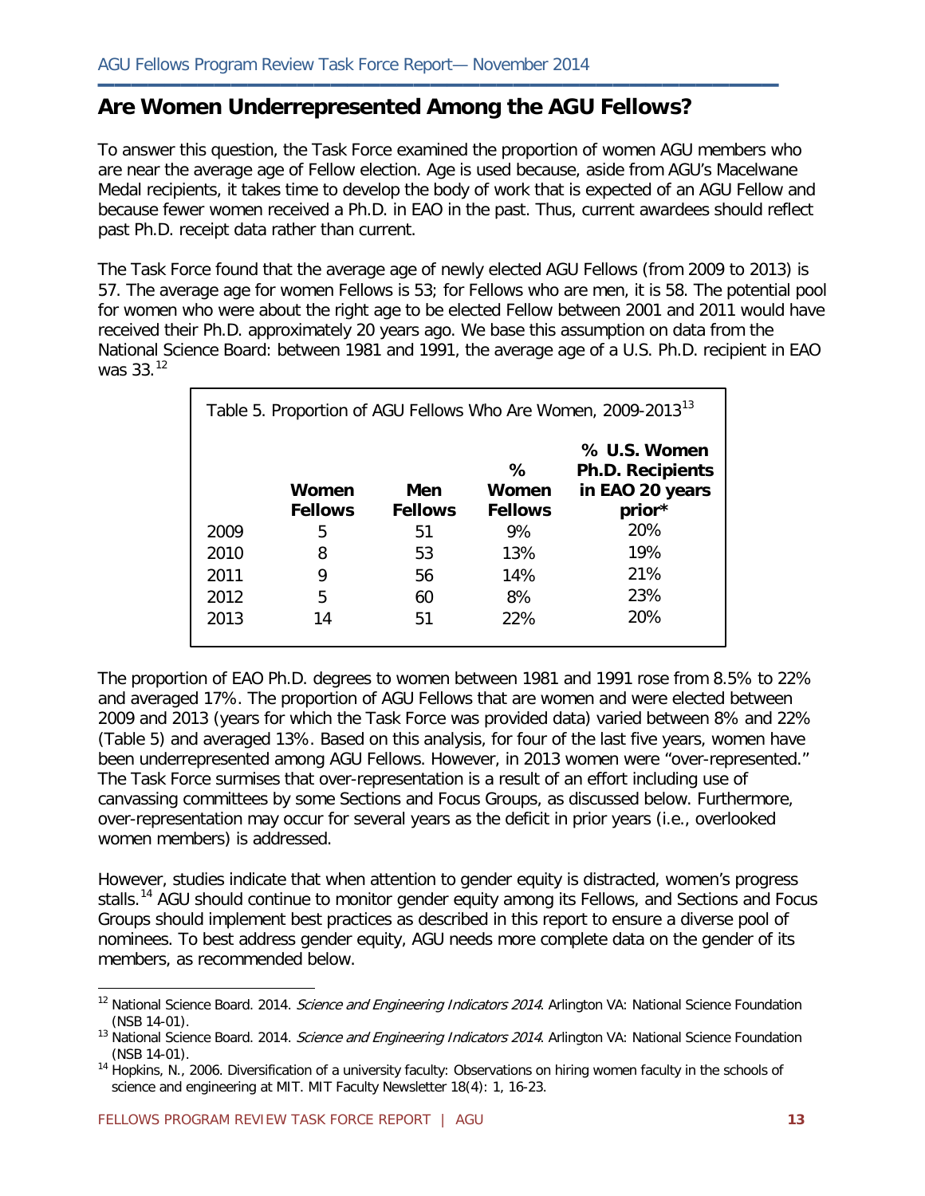## Are Women Underrepresented Among the AGU Fellows?

To answer this question, the Task Force examined the proportion of women AGU members who are near the average age of Fellow election. Age is used because, aside from AGU's Macelwane Medal recipients, it takes time to develop the body of work that is expected of an AGU Fellow and because fewer women received a Ph.D. in EAO in the past. Thus, current awardees should reflect past Ph.D. receipt data rather than current.

The Task Force found that the average age of newly elected AGU Fellows (from 2009 to 2013) is 57. The average age for women Fellows is 53; for Fellows who are men, it is 58. The potential pool for women who were about the right age to be elected Fellow between 2001 and 2011 would have received their Ph.D. approximately 20 years ago. We base this assumption on data from the National Science Board: between 1981 and 1991, the average age of a U.S. Ph.D. recipient in EAO was 33.[12]

Table 5. Proportion of AGU Fellows Who Are Women, 2009-2013[13]

| | Women Fellows | Men Fellows | % Women Fellows | % U.S. Women Ph.D. Recipients in EAO 20 years prior* |
|---|---|---|---|---|
| 2009 | 5 | 51 | 9% | 20% |
| 2010 | 8 | 53 | 13% | 19% |
| 2011 | 9 | 56 | 14% | 21% |
| 2012 | 5 | 60 | 8% | 23% |
| 2013 | 14 | 51 | 22% | 20% |

The proportion of EAO Ph.D. degrees to women between 1981 and 1991 rose from 8.5% to 22% and averaged 17%. The proportion of AGU Fellows that are women and were elected between 2009 and 2013 (years for which the Task Force was provided data) varied between 8% and 22% (Table 5) and averaged 13%. Based on this analysis, for four of the last five years, women have been underrepresented among AGU Fellows. However, in 2013 women were "over-represented." The Task Force surmises that over-representation is a result of an effort including use of canvassing committees by some Sections and Focus Groups, as discussed below. Furthermore, over-representation may occur for several years as the deficit in prior years (i.e., overlooked women members) is addressed.

However, studies indicate that when attention to gender equity is distracted, women's progress stalls.[14] AGU should continue to monitor gender equity among its Fellows, and Sections and Focus Groups should implement best practices as described in this report to ensure a diverse pool of nominees. To best address gender equity, AGU needs more complete data on the gender of its members, as recommended below.

---

[12] National Science Board. 2014. *Science and Engineering Indicators 2014*. Arlington VA: National Science Foundation (NSB 14-01).

[13] National Science Board. 2014. *Science and Engineering Indicators 2014*. Arlington VA: National Science Foundation (NSB 14-01).

[14] Hopkins, N., 2006. Diversification of a university faculty: Observations on hiring women faculty in the schools of science and engineering at MIT. MIT Faculty Newsletter 18(4): 1, 16-23.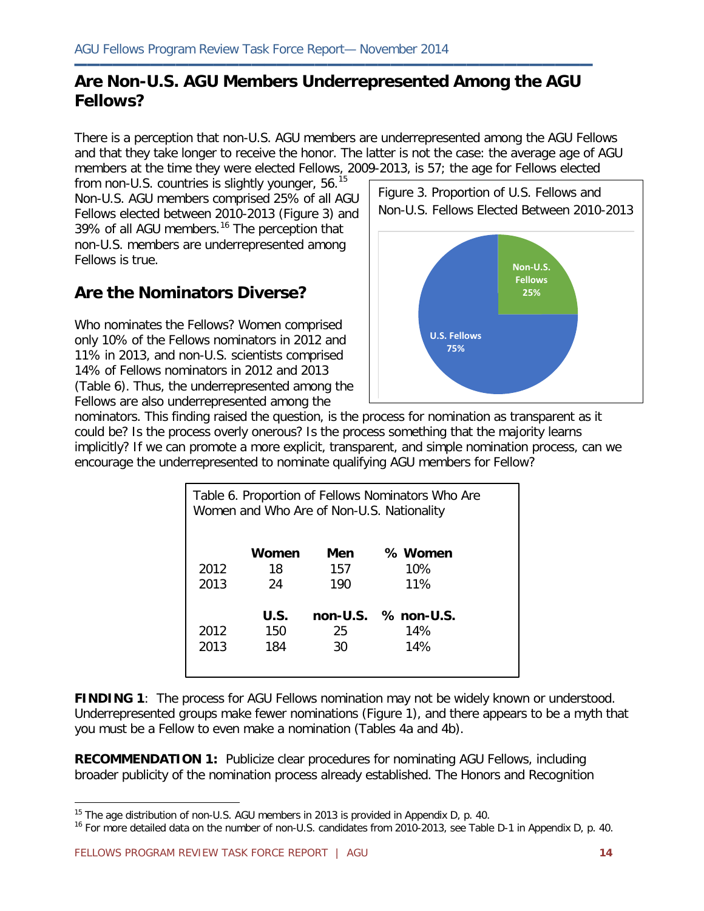## Are Non-U.S. AGU Members Underrepresented Among the AGU Fellows?

There is a perception that non-U.S. AGU members are underrepresented among the AGU Fellows and that they take longer to receive the honor. The latter is not the case: the average age of AGU members at the time they were elected Fellows, 2009-2013, is 57; the age for Fellows elected from non-U.S. countries is slightly younger, 56.[15] Non-U.S. AGU members comprised 25% of all AGU Fellows elected between 2010-2013 (Figure 3) and 39% of all AGU members.[16] The perception that non-U.S. members are underrepresented among Fellows is true.

Figure 3. Proportion of U.S. Fellows and Non-U.S. Fellows Elected Between 2010-2013

| Category | Percentage |
|---|---|
| Non-U.S. Fellows | 25% |
| U.S. Fellows | 75% |

## Are the Nominators Diverse?

Who nominates the Fellows? Women comprised only 10% of the Fellows nominators in 2012 and 11% in 2013, and non-U.S. scientists comprised 14% of Fellows nominators in 2012 and 2013 (Table 6). Thus, the underrepresented among the Fellows are also underrepresented among the nominators. This finding raised the question, is the process for nomination as transparent as it could be? Is the process overly onerous? Is the process something that the majority learns implicitly? If we can promote a more explicit, transparent, and simple nomination process, can we encourage the underrepresented to nominate qualifying AGU members for Fellow?

Table 6. Proportion of Fellows Nominators Who Are Women and Who Are of Non-U.S. Nationality

| | Women | Men | % Women |
|---|---|---|---|
| 2012 | 18 | 157 | 10% |
| 2013 | 24 | 190 | 11% |
| | **U.S.** | **non-U.S.** | **% non-U.S.** |
| 2012 | 150 | 25 | 14% |
| 2013 | 184 | 30 | 14% |

**FINDING 1**: The process for AGU Fellows nomination may not be widely known or understood. Underrepresented groups make fewer nominations (Figure 1), and there appears to be a myth that you must be a Fellow to even make a nomination (Tables 4a and 4b).

**RECOMMENDATION 1:** Publicize clear procedures for nominating AGU Fellows, including broader publicity of the nomination process already established. The Honors and Recognition

---

[15] The age distribution of non-U.S. AGU members in 2013 is provided in Appendix D, p. 40.

[16] For more detailed data on the number of non-U.S. candidates from 2010-2013, see Table D-1 in Appendix D, p. 40.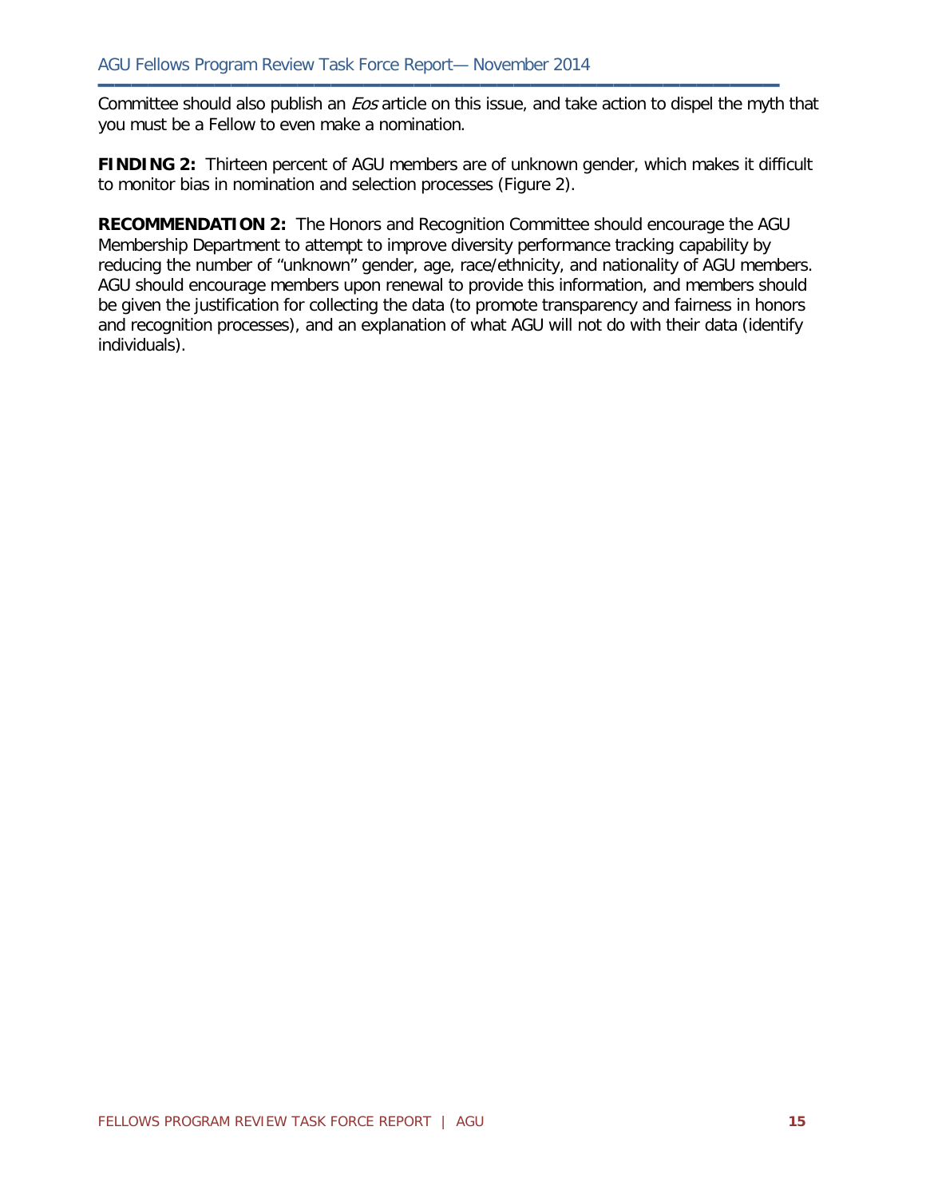Committee should also publish an *Eos* article on this issue, and take action to dispel the myth that you must be a Fellow to even make a nomination.

**FINDING 2:** Thirteen percent of AGU members are of unknown gender, which makes it difficult to monitor bias in nomination and selection processes (Figure 2).

**RECOMMENDATION 2:** The Honors and Recognition Committee should encourage the AGU Membership Department to attempt to improve diversity performance tracking capability by reducing the number of "unknown" gender, age, race/ethnicity, and nationality of AGU members. AGU should encourage members upon renewal to provide this information, and members should be given the justification for collecting the data (to promote transparency and fairness in honors and recognition processes), and an explanation of what AGU will not do with their data (identify individuals).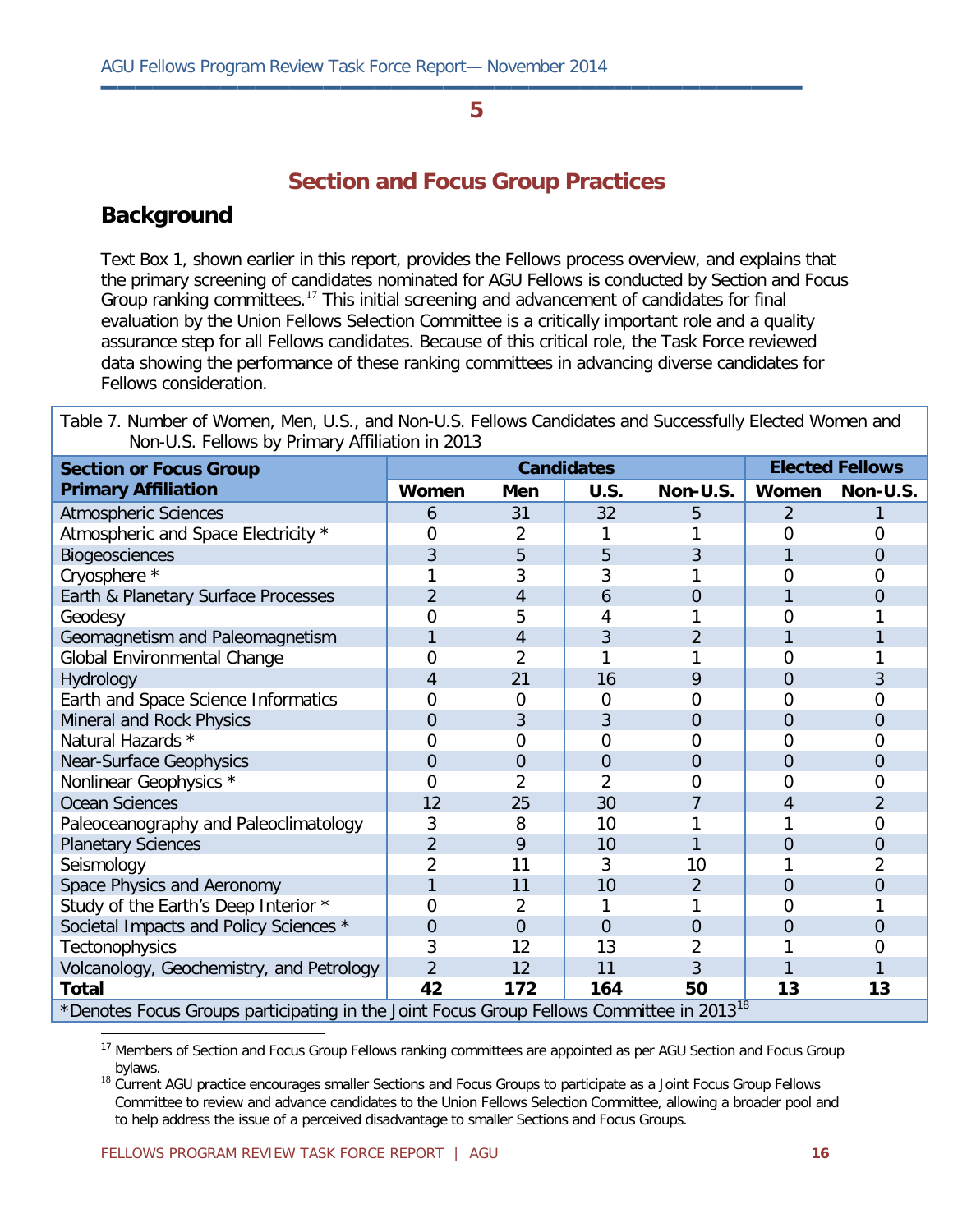# 5

## Section and Focus Group Practices

### Background

Text Box 1, shown earlier in this report, provides the Fellows process overview, and explains that the primary screening of candidates nominated for AGU Fellows is conducted by Section and Focus Group ranking committees.[17] This initial screening and advancement of candidates for final evaluation by the Union Fellows Selection Committee is a critically important role and a quality assurance step for all Fellows candidates. Because of this critical role, the Task Force reviewed data showing the performance of these ranking committees in advancing diverse candidates for Fellows consideration.

Table 7. Number of Women, Men, U.S., and Non-U.S. Fellows Candidates and Successfully Elected Women and Non-U.S. Fellows by Primary Affiliation in 2013

| Section or Focus Group Primary Affiliation | Candidates | | | | Elected Fellows | |
|---|---|---|---|---|---|---|
| | Women | Men | U.S. | Non-U.S. | Women | Non-U.S. |
| Atmospheric Sciences | 6 | 31 | 32 | 5 | 2 | 1 |
| Atmospheric and Space Electricity * | 0 | 2 | 1 | 1 | 0 | 0 |
| Biogeosciences | 3 | 5 | 5 | 3 | 1 | 0 |
| Cryosphere * | 1 | 3 | 3 | 1 | 0 | 0 |
| Earth & Planetary Surface Processes | 2 | 4 | 6 | 0 | 1 | 0 |
| Geodesy | 0 | 5 | 4 | 1 | 0 | 1 |
| Geomagnetism and Paleomagnetism | 1 | 4 | 3 | 2 | 1 | 1 |
| Global Environmental Change | 0 | 2 | 1 | 1 | 0 | 1 |
| Hydrology | 4 | 21 | 16 | 9 | 0 | 3 |
| Earth and Space Science Informatics | 0 | 0 | 0 | 0 | 0 | 0 |
| Mineral and Rock Physics | 0 | 3 | 3 | 0 | 0 | 0 |
| Natural Hazards * | 0 | 0 | 0 | 0 | 0 | 0 |
| Near-Surface Geophysics | 0 | 0 | 0 | 0 | 0 | 0 |
| Nonlinear Geophysics * | 0 | 2 | 2 | 0 | 0 | 0 |
| Ocean Sciences | 12 | 25 | 30 | 7 | 4 | 2 |
| Paleoceanography and Paleoclimatology | 3 | 8 | 10 | 1 | 1 | 0 |
| Planetary Sciences | 2 | 9 | 10 | 1 | 0 | 0 |
| Seismology | 2 | 11 | 3 | 10 | 1 | 2 |
| Space Physics and Aeronomy | 1 | 11 | 10 | 2 | 0 | 0 |
| Study of the Earth's Deep Interior * | 0 | 2 | 1 | 1 | 0 | 1 |
| Societal Impacts and Policy Sciences * | 0 | 0 | 0 | 0 | 0 | 0 |
| Tectonophysics | 3 | 12 | 13 | 2 | 1 | 0 |
| Volcanology, Geochemistry, and Petrology | 2 | 12 | 11 | 3 | 1 | 1 |
| **Total** | **42** | **172** | **164** | **50** | **13** | **13** |

*Denotes Focus Groups participating in the Joint Focus Group Fellows Committee in 2013[18]

[17] Members of Section and Focus Group Fellows ranking committees are appointed as per AGU Section and Focus Group bylaws.

[18] Current AGU practice encourages smaller Sections and Focus Groups to participate as a Joint Focus Group Fellows Committee to review and advance candidates to the Union Fellows Selection Committee, allowing a broader pool and to help address the issue of a perceived disadvantage to smaller Sections and Focus Groups.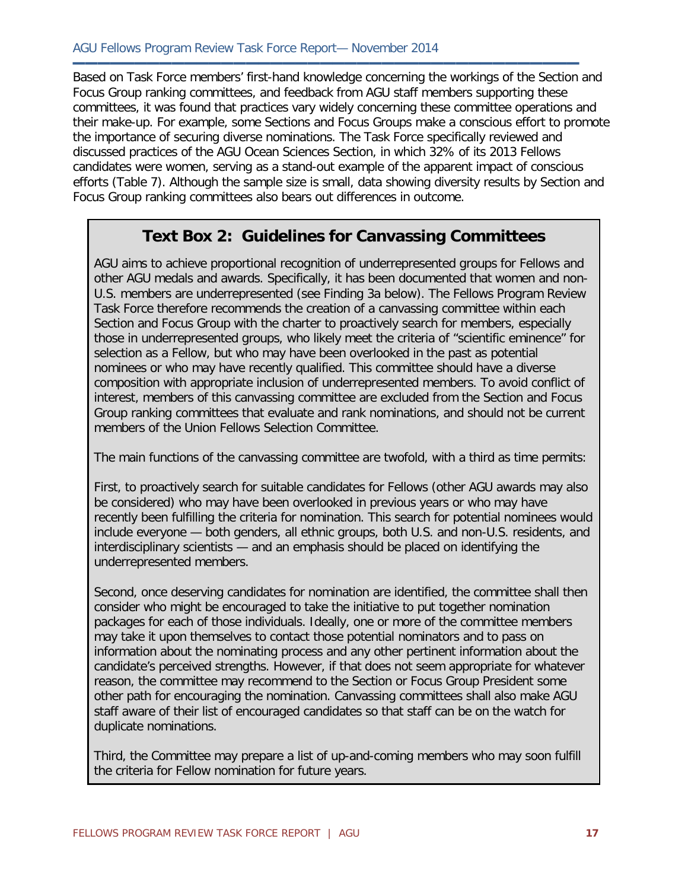Based on Task Force members' first-hand knowledge concerning the workings of the Section and Focus Group ranking committees, and feedback from AGU staff members supporting these committees, it was found that practices vary widely concerning these committee operations and their make-up. For example, some Sections and Focus Groups make a conscious effort to promote the importance of securing diverse nominations. The Task Force specifically reviewed and discussed practices of the AGU Ocean Sciences Section, in which 32% of its 2013 Fellows candidates were women, serving as a stand-out example of the apparent impact of conscious efforts (Table 7). Although the sample size is small, data showing diversity results by Section and Focus Group ranking committees also bears out differences in outcome.

## Text Box 2: Guidelines for Canvassing Committees

AGU aims to achieve proportional recognition of underrepresented groups for Fellows and other AGU medals and awards. Specifically, it has been documented that women and non-U.S. members are underrepresented (see Finding 3a below). The Fellows Program Review Task Force therefore recommends the creation of a canvassing committee within each Section and Focus Group with the charter to proactively search for members, especially those in underrepresented groups, who likely meet the criteria of "scientific eminence" for selection as a Fellow, but who may have been overlooked in the past as potential nominees or who may have recently qualified. This committee should have a diverse composition with appropriate inclusion of underrepresented members. To avoid conflict of interest, members of this canvassing committee are excluded from the Section and Focus Group ranking committees that evaluate and rank nominations, and should not be current members of the Union Fellows Selection Committee.

The main functions of the canvassing committee are twofold, with a third as time permits:

First, to proactively search for suitable candidates for Fellows (other AGU awards may also be considered) who may have been overlooked in previous years or who may have recently been fulfilling the criteria for nomination. This search for potential nominees would include everyone — both genders, all ethnic groups, both U.S. and non-U.S. residents, and interdisciplinary scientists — and an emphasis should be placed on identifying the underrepresented members.

Second, once deserving candidates for nomination are identified, the committee shall then consider who might be encouraged to take the initiative to put together nomination packages for each of those individuals. Ideally, one or more of the committee members may take it upon themselves to contact those potential nominators and to pass on information about the nominating process and any other pertinent information about the candidate's perceived strengths. However, if that does not seem appropriate for whatever reason, the committee may recommend to the Section or Focus Group President some other path for encouraging the nomination. Canvassing committees shall also make AGU staff aware of their list of encouraged candidates so that staff can be on the watch for duplicate nominations.

Third, the Committee may prepare a list of up-and-coming members who may soon fulfill the criteria for Fellow nomination for future years.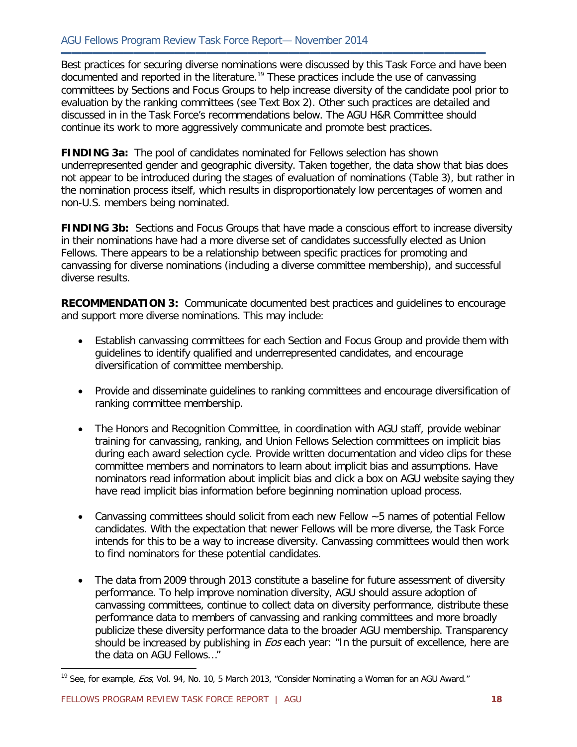Best practices for securing diverse nominations were discussed by this Task Force and have been documented and reported in the literature.[19] These practices include the use of canvassing committees by Sections and Focus Groups to help increase diversity of the candidate pool prior to evaluation by the ranking committees (see Text Box 2). Other such practices are detailed and discussed in in the Task Force's recommendations below. The AGU H&R Committee should continue its work to more aggressively communicate and promote best practices.

**FINDING 3a:** The pool of candidates nominated for Fellows selection has shown underrepresented gender and geographic diversity. Taken together, the data show that bias does not appear to be introduced during the stages of evaluation of nominations (Table 3), but rather in the nomination process itself, which results in disproportionately low percentages of women and non-U.S. members being nominated.

**FINDING 3b:** Sections and Focus Groups that have made a conscious effort to increase diversity in their nominations have had a more diverse set of candidates successfully elected as Union Fellows. There appears to be a relationship between specific practices for promoting and canvassing for diverse nominations (including a diverse committee membership), and successful diverse results.

**RECOMMENDATION 3:** Communicate documented best practices and guidelines to encourage and support more diverse nominations. This may include:

- Establish canvassing committees for each Section and Focus Group and provide them with guidelines to identify qualified and underrepresented candidates, and encourage diversification of committee membership.
- Provide and disseminate guidelines to ranking committees and encourage diversification of ranking committee membership.
- The Honors and Recognition Committee, in coordination with AGU staff, provide webinar training for canvassing, ranking, and Union Fellows Selection committees on implicit bias during each award selection cycle. Provide written documentation and video clips for these committee members and nominators to learn about implicit bias and assumptions. Have nominators read information about implicit bias and click a box on AGU website saying they have read implicit bias information before beginning nomination upload process.
- Canvassing committees should solicit from each new Fellow ~5 names of potential Fellow candidates. With the expectation that newer Fellows will be more diverse, the Task Force intends for this to be a way to increase diversity. Canvassing committees would then work to find nominators for these potential candidates.
- The data from 2009 through 2013 constitute a baseline for future assessment of diversity performance. To help improve nomination diversity, AGU should assure adoption of canvassing committees, continue to collect data on diversity performance, distribute these performance data to members of canvassing and ranking committees and more broadly publicize these diversity performance data to the broader AGU membership. Transparency should be increased by publishing in *Eos* each year: "In the pursuit of excellence, here are the data on AGU Fellows…"

[19] See, for example, *Eos*, Vol. 94, No. 10, 5 March 2013, "Consider Nominating a Woman for an AGU Award."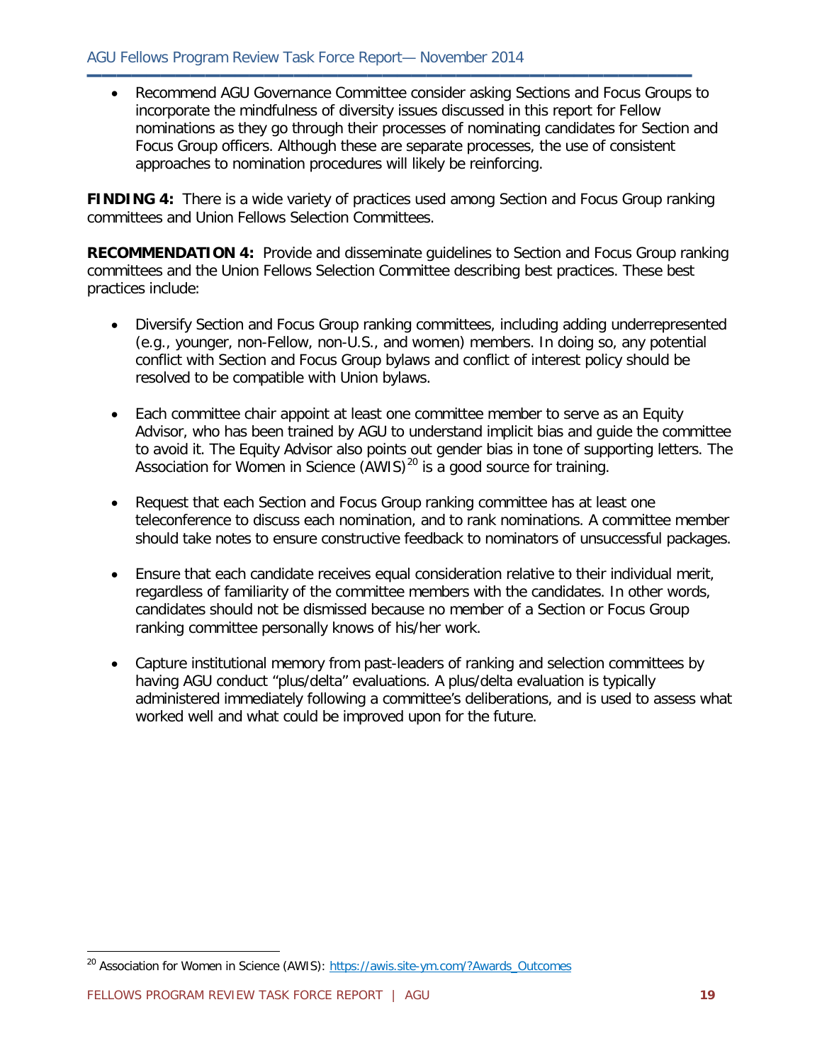- Recommend AGU Governance Committee consider asking Sections and Focus Groups to incorporate the mindfulness of diversity issues discussed in this report for Fellow nominations as they go through their processes of nominating candidates for Section and Focus Group officers. Although these are separate processes, the use of consistent approaches to nomination procedures will likely be reinforcing.

**FINDING 4:** There is a wide variety of practices used among Section and Focus Group ranking committees and Union Fellows Selection Committees.

**RECOMMENDATION 4:** Provide and disseminate guidelines to Section and Focus Group ranking committees and the Union Fellows Selection Committee describing best practices. These best practices include:

- Diversify Section and Focus Group ranking committees, including adding underrepresented (e.g., younger, non-Fellow, non-U.S., and women) members. In doing so, any potential conflict with Section and Focus Group bylaws and conflict of interest policy should be resolved to be compatible with Union bylaws.

- Each committee chair appoint at least one committee member to serve as an Equity Advisor, who has been trained by AGU to understand implicit bias and guide the committee to avoid it. The Equity Advisor also points out gender bias in tone of supporting letters. The Association for Women in Science (AWIS)[20] is a good source for training.

- Request that each Section and Focus Group ranking committee has at least one teleconference to discuss each nomination, and to rank nominations. A committee member should take notes to ensure constructive feedback to nominators of unsuccessful packages.

- Ensure that each candidate receives equal consideration relative to their individual merit, regardless of familiarity of the committee members with the candidates. In other words, candidates should not be dismissed because no member of a Section or Focus Group ranking committee personally knows of his/her work.

- Capture institutional memory from past-leaders of ranking and selection committees by having AGU conduct "plus/delta" evaluations. A plus/delta evaluation is typically administered immediately following a committee's deliberations, and is used to assess what worked well and what could be improved upon for the future.

---

[20] Association for Women in Science (AWIS): https://awis.site-ym.com/?Awards_Outcomes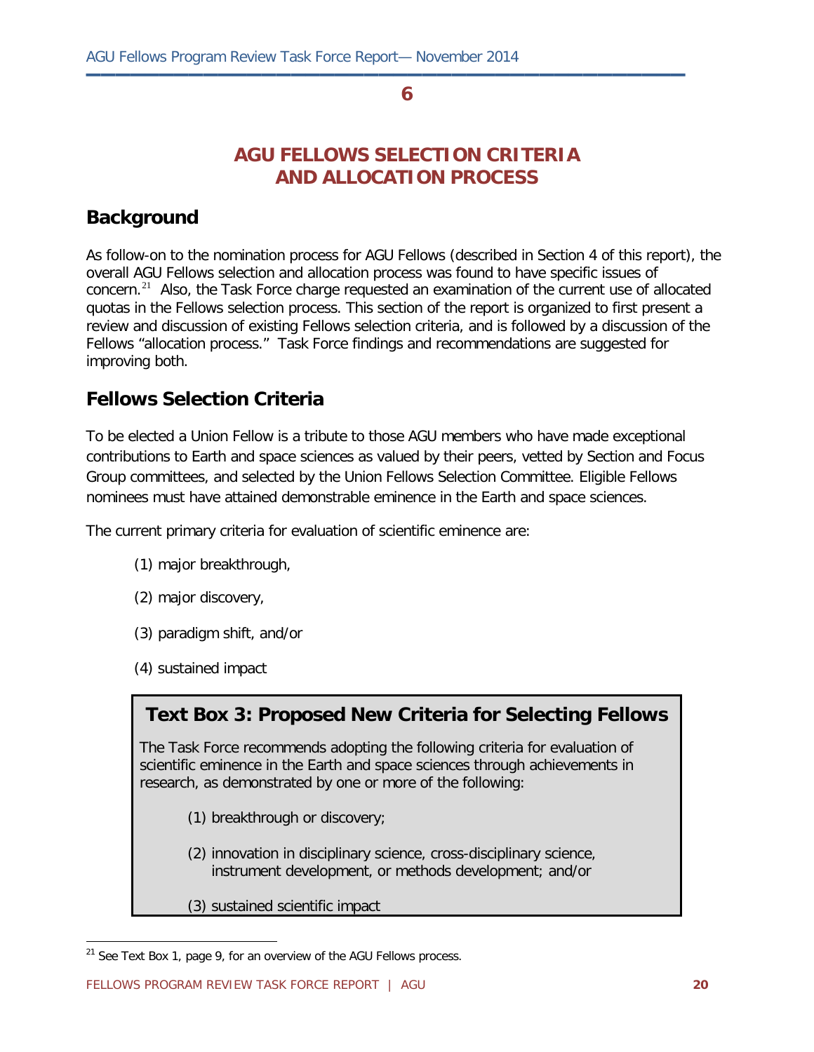# 6

# AGU FELLOWS SELECTION CRITERIA AND ALLOCATION PROCESS

## Background

As follow-on to the nomination process for AGU Fellows (described in Section 4 of this report), the overall AGU Fellows selection and allocation process was found to have specific issues of concern.[21] Also, the Task Force charge requested an examination of the current use of allocated quotas in the Fellows selection process. This section of the report is organized to first present a review and discussion of existing Fellows selection criteria, and is followed by a discussion of the Fellows "allocation process." Task Force findings and recommendations are suggested for improving both.

## Fellows Selection Criteria

To be elected a Union Fellow is a tribute to those AGU members who have made exceptional contributions to Earth and space sciences as valued by their peers, vetted by Section and Focus Group committees, and selected by the Union Fellows Selection Committee. Eligible Fellows nominees must have attained demonstrable eminence in the Earth and space sciences.

The current primary criteria for evaluation of scientific eminence are:

(1) major breakthrough,

(2) major discovery,

(3) paradigm shift, and/or

(4) sustained impact

### Text Box 3: Proposed New Criteria for Selecting Fellows

The Task Force recommends adopting the following criteria for evaluation of scientific eminence in the Earth and space sciences through achievements in research, as demonstrated by one or more of the following:

(1) breakthrough or discovery;

(2) innovation in disciplinary science, cross-disciplinary science, instrument development, or methods development; and/or

(3) sustained scientific impact

[21] See Text Box 1, page 9, for an overview of the AGU Fellows process.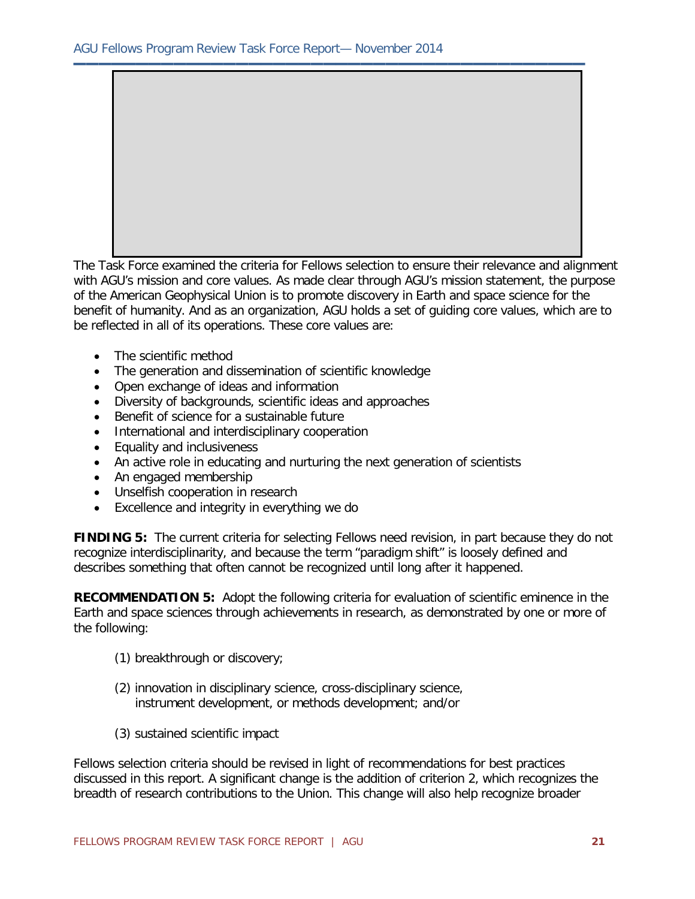The Task Force examined the criteria for Fellows selection to ensure their relevance and alignment with AGU's mission and core values. As made clear through AGU's mission statement, the purpose of the American Geophysical Union is to promote discovery in Earth and space science for the benefit of humanity. And as an organization, AGU holds a set of guiding core values, which are to be reflected in all of its operations. These core values are:

- The scientific method
- The generation and dissemination of scientific knowledge
- Open exchange of ideas and information
- Diversity of backgrounds, scientific ideas and approaches
- Benefit of science for a sustainable future
- International and interdisciplinary cooperation
- Equality and inclusiveness
- An active role in educating and nurturing the next generation of scientists
- An engaged membership
- Unselfish cooperation in research
- Excellence and integrity in everything we do

**FINDING 5:** The current criteria for selecting Fellows need revision, in part because they do not recognize interdisciplinarity, and because the term "paradigm shift" is loosely defined and describes something that often cannot be recognized until long after it happened.

**RECOMMENDATION 5:** Adopt the following criteria for evaluation of scientific eminence in the Earth and space sciences through achievements in research, as demonstrated by one or more of the following:

(1) breakthrough or discovery;

(2) innovation in disciplinary science, cross-disciplinary science, instrument development, or methods development; and/or

(3) sustained scientific impact

Fellows selection criteria should be revised in light of recommendations for best practices discussed in this report. A significant change is the addition of criterion 2, which recognizes the breadth of research contributions to the Union. This change will also help recognize broader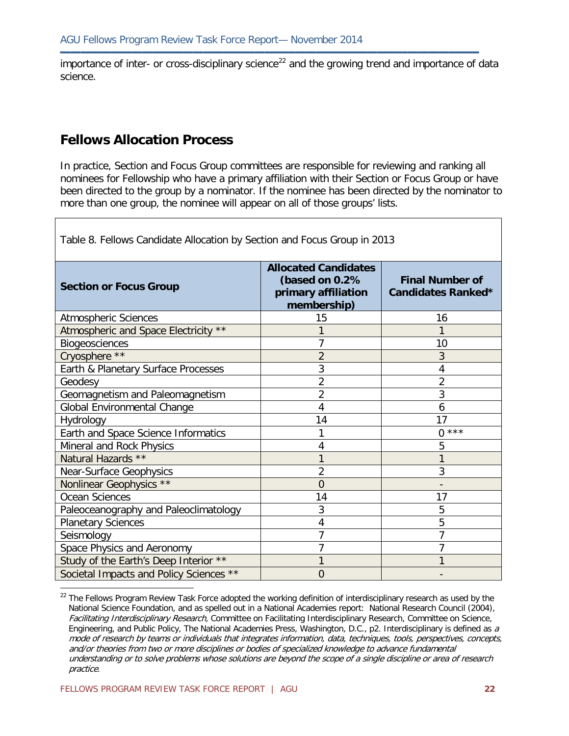importance of inter- or cross-disciplinary science[22] and the growing trend and importance of data science.

## Fellows Allocation Process

In practice, Section and Focus Group committees are responsible for reviewing and ranking all nominees for Fellowship who have a primary affiliation with their Section or Focus Group or have been directed to the group by a nominator. If the nominee has been directed by the nominator to more than one group, the nominee will appear on all of those groups' lists.

Table 8. Fellows Candidate Allocation by Section and Focus Group in 2013

| Section or Focus Group | Allocated Candidates (based on 0.2% primary affiliation membership) | Final Number of Candidates Ranked* |
|---|---|---|
| Atmospheric Sciences | 15 | 16 |
| Atmospheric and Space Electricity ** | 1 | 1 |
| Biogeosciences | 7 | 10 |
| Cryosphere ** | 2 | 3 |
| Earth & Planetary Surface Processes | 3 | 4 |
| Geodesy | 2 | 2 |
| Geomagnetism and Paleomagnetism | 2 | 3 |
| Global Environmental Change | 4 | 6 |
| Hydrology | 14 | 17 |
| Earth and Space Science Informatics | 1 | 0 *** |
| Mineral and Rock Physics | 4 | 5 |
| Natural Hazards ** | 1 | 1 |
| Near-Surface Geophysics | 2 | 3 |
| Nonlinear Geophysics ** | 0 | - |
| Ocean Sciences | 14 | 17 |
| Paleoceanography and Paleoclimatology | 3 | 5 |
| Planetary Sciences | 4 | 5 |
| Seismology | 7 | 7 |
| Space Physics and Aeronomy | 7 | 7 |
| Study of the Earth's Deep Interior ** | 1 | 1 |
| Societal Impacts and Policy Sciences ** | 0 | - |

[22] The Fellows Program Review Task Force adopted the working definition of interdisciplinary research as used by the National Science Foundation, and as spelled out in a National Academies report: National Research Council (2004), *Facilitating Interdisciplinary Research,* Committee on Facilitating Interdisciplinary Research, Committee on Science, Engineering, and Public Policy, The National Academies Press, Washington, D.C., p2. Interdisciplinary is defined as *a mode of research by teams or individuals that integrates information, data, techniques, tools, perspectives, concepts, and/or theories from two or more disciplines or bodies of specialized knowledge to advance fundamental understanding or to solve problems whose solutions are beyond the scope of a single discipline or area of research practice*.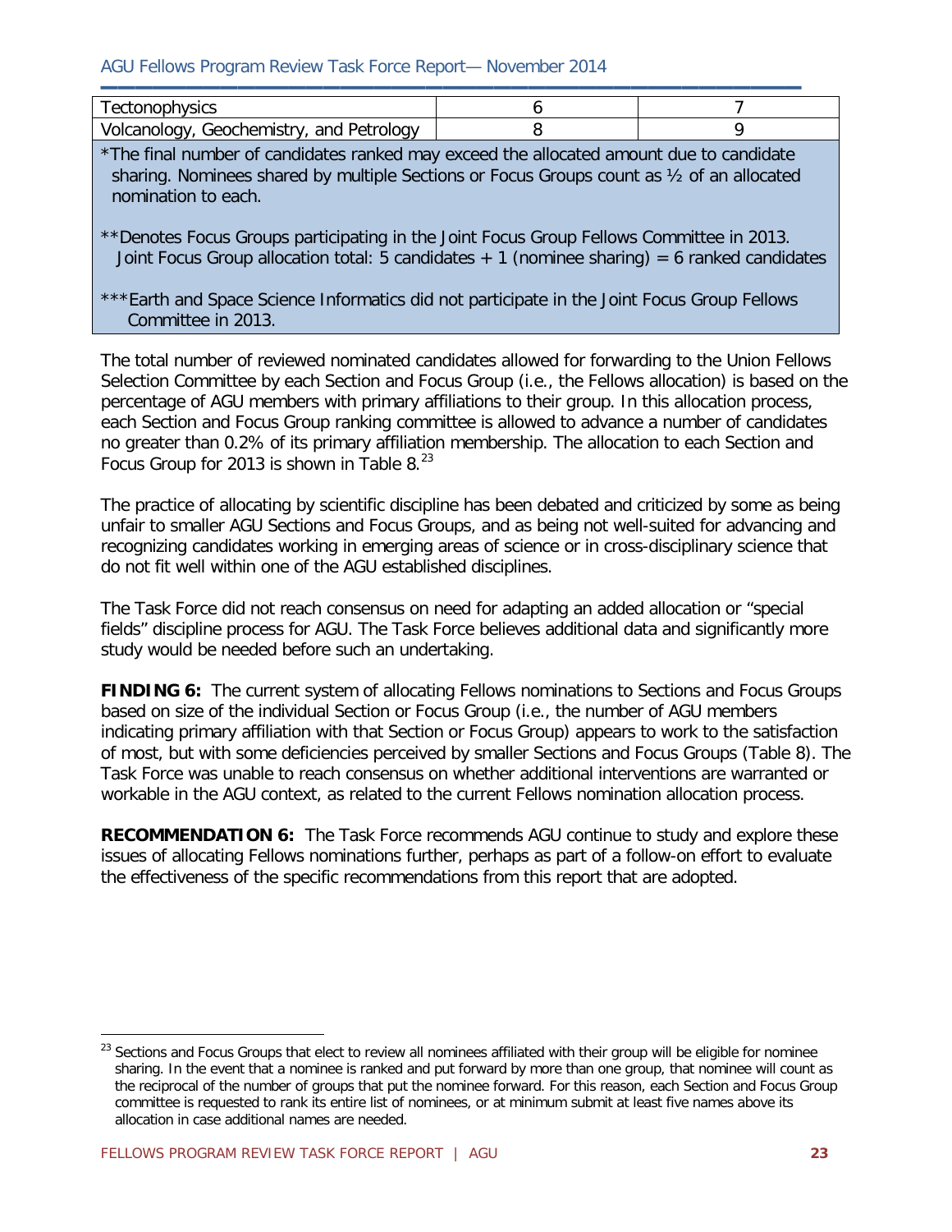| Tectonophysics | 6 | 7 |
|---|---|---|
| Volcanology, Geochemistry, and Petrology | 8 | 9 |

*The final number of candidates ranked may exceed the allocated amount due to candidate sharing. Nominees shared by multiple Sections or Focus Groups count as ½ of an allocated nomination to each.

**Denotes Focus Groups participating in the Joint Focus Group Fellows Committee in 2013. Joint Focus Group allocation total: 5 candidates + 1 (nominee sharing) = 6 ranked candidates

***Earth and Space Science Informatics did not participate in the Joint Focus Group Fellows Committee in 2013.

The total number of reviewed nominated candidates allowed for forwarding to the Union Fellows Selection Committee by each Section and Focus Group (i.e., the Fellows allocation) is based on the percentage of AGU members with primary affiliations to their group. In this allocation process, each Section and Focus Group ranking committee is allowed to advance a number of candidates no greater than 0.2% of its primary affiliation membership. The allocation to each Section and Focus Group for 2013 is shown in Table 8.[23]

The practice of allocating by scientific discipline has been debated and criticized by some as being unfair to smaller AGU Sections and Focus Groups, and as being not well-suited for advancing and recognizing candidates working in emerging areas of science or in cross-disciplinary science that do not fit well within one of the AGU established disciplines.

The Task Force did not reach consensus on need for adapting an added allocation or "special fields" discipline process for AGU. The Task Force believes additional data and significantly more study would be needed before such an undertaking.

**FINDING 6:** The current system of allocating Fellows nominations to Sections and Focus Groups based on size of the individual Section or Focus Group (i.e., the number of AGU members indicating primary affiliation with that Section or Focus Group) appears to work to the satisfaction of most, but with some deficiencies perceived by smaller Sections and Focus Groups (Table 8). The Task Force was unable to reach consensus on whether additional interventions are warranted or workable in the AGU context, as related to the current Fellows nomination allocation process.

**RECOMMENDATION 6:** The Task Force recommends AGU continue to study and explore these issues of allocating Fellows nominations further, perhaps as part of a follow-on effort to evaluate the effectiveness of the specific recommendations from this report that are adopted.

[23] Sections and Focus Groups that elect to review all nominees affiliated with their group will be eligible for nominee sharing. In the event that a nominee is ranked and put forward by more than one group, that nominee will count as the reciprocal of the number of groups that put the nominee forward. For this reason, each Section and Focus Group committee is requested to rank its entire list of nominees, or at minimum submit at least five names above its allocation in case additional names are needed.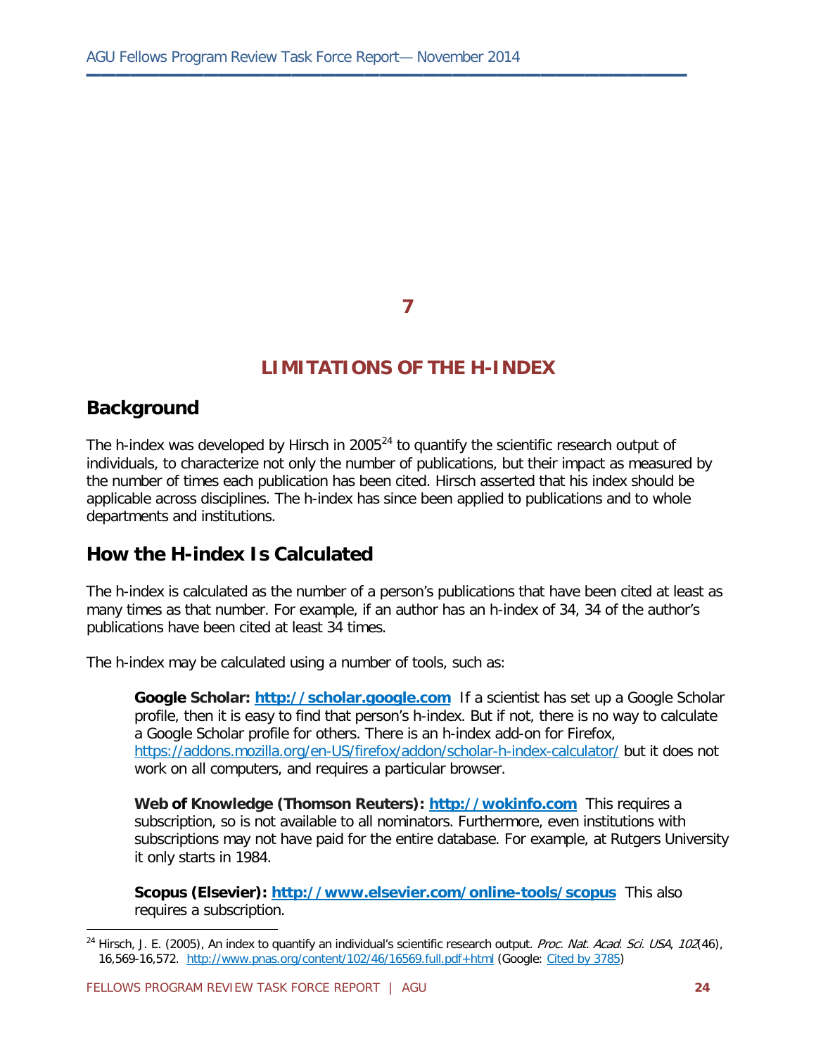# 7

# LIMITATIONS OF THE H-INDEX

## Background

The h-index was developed by Hirsch in 2005[24] to quantify the scientific research output of individuals, to characterize not only the number of publications, but their impact as measured by the number of times each publication has been cited. Hirsch asserted that his index should be applicable across disciplines. The h-index has since been applied to publications and to whole departments and institutions.

## How the H-index Is Calculated

The h-index is calculated as the number of a person's publications that have been cited at least as many times as that number. For example, if an author has an h-index of 34, 34 of the author's publications have been cited at least 34 times.

The h-index may be calculated using a number of tools, such as:

> **Google Scholar: http://scholar.google.com** If a scientist has set up a Google Scholar profile, then it is easy to find that person's h-index. But if not, there is no way to calculate a Google Scholar profile for others. There is an h-index add-on for Firefox, https://addons.mozilla.org/en-US/firefox/addon/scholar-h-index-calculator/ but it does not work on all computers, and requires a particular browser.
>
> **Web of Knowledge (Thomson Reuters): http://wokinfo.com** This requires a subscription, so is not available to all nominators. Furthermore, even institutions with subscriptions may not have paid for the entire database. For example, at Rutgers University it only starts in 1984.
>
> **Scopus (Elsevier): http://www.elsevier.com/online-tools/scopus** This also requires a subscription.

---

[24] Hirsch, J. E. (2005), An index to quantify an individual's scientific research output. *Proc. Nat. Acad. Sci. USA*, *102*(46), 16,569-16,572. http://www.pnas.org/content/102/46/16569.full.pdf+html (Google: Cited by 3785)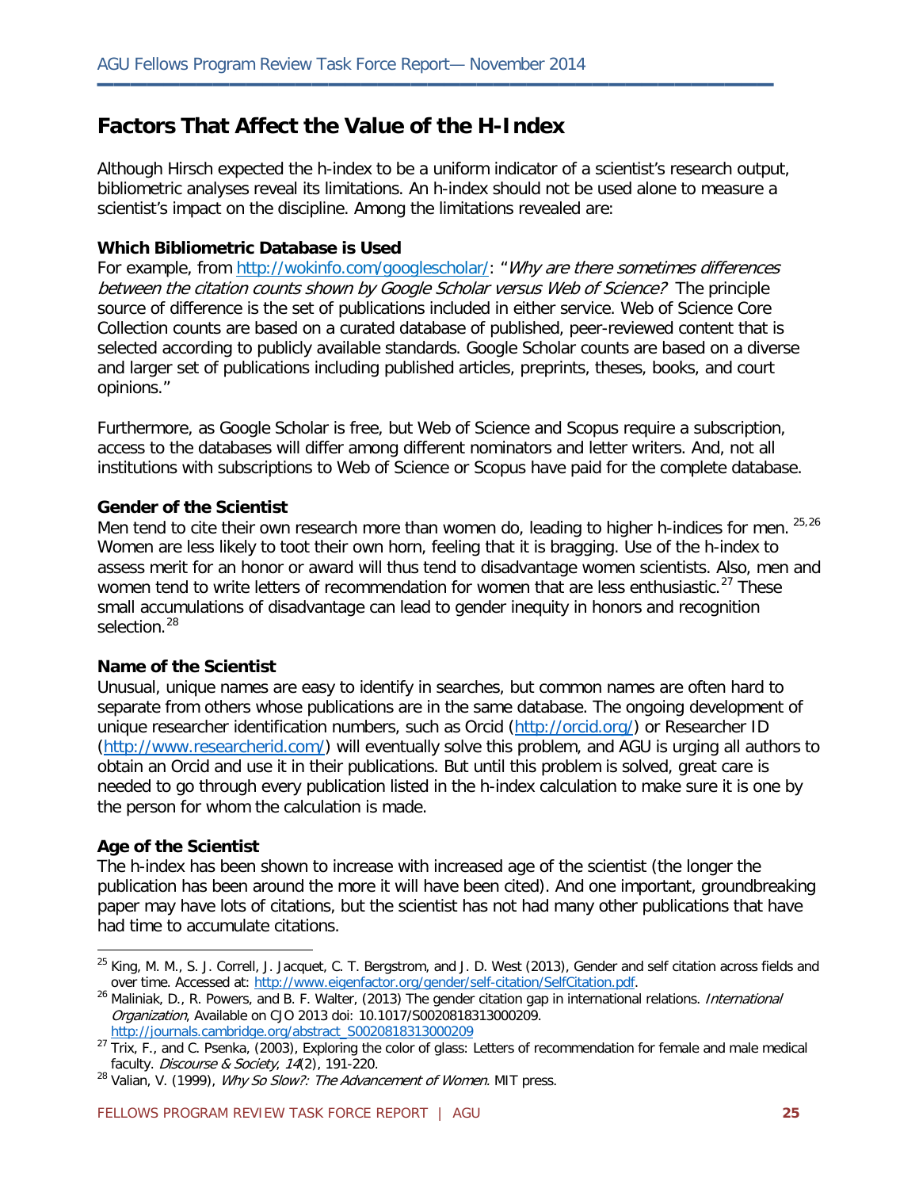## Factors That Affect the Value of the H-Index

Although Hirsch expected the h-index to be a uniform indicator of a scientist's research output, bibliometric analyses reveal its limitations. An h-index should not be used alone to measure a scientist's impact on the discipline. Among the limitations revealed are:

**Which Bibliometric Database is Used**
For example, from http://wokinfo.com/googlescholar/: "*Why are there sometimes differences between the citation counts shown by Google Scholar versus Web of Science?* The principle source of difference is the set of publications included in either service. Web of Science Core Collection counts are based on a curated database of published, peer-reviewed content that is selected according to publicly available standards. Google Scholar counts are based on a diverse and larger set of publications including published articles, preprints, theses, books, and court opinions."

Furthermore, as Google Scholar is free, but Web of Science and Scopus require a subscription, access to the databases will differ among different nominators and letter writers. And, not all institutions with subscriptions to Web of Science or Scopus have paid for the complete database.

**Gender of the Scientist**
Men tend to cite their own research more than women do, leading to higher h-indices for men. [25,26] Women are less likely to toot their own horn, feeling that it is bragging. Use of the h-index to assess merit for an honor or award will thus tend to disadvantage women scientists. Also, men and women tend to write letters of recommendation for women that are less enthusiastic.[27] These small accumulations of disadvantage can lead to gender inequity in honors and recognition selection.[28]

**Name of the Scientist**
Unusual, unique names are easy to identify in searches, but common names are often hard to separate from others whose publications are in the same database. The ongoing development of unique researcher identification numbers, such as Orcid (http://orcid.org/) or Researcher ID (http://www.researcherid.com/) will eventually solve this problem, and AGU is urging all authors to obtain an Orcid and use it in their publications. But until this problem is solved, great care is needed to go through every publication listed in the h-index calculation to make sure it is one by the person for whom the calculation is made.

**Age of the Scientist**
The h-index has been shown to increase with increased age of the scientist (the longer the publication has been around the more it will have been cited). And one important, groundbreaking paper may have lots of citations, but the scientist has not had many other publications that have had time to accumulate citations.

---

[25] King, M. M., S. J. Correll, J. Jacquet, C. T. Bergstrom, and J. D. West (2013), Gender and self citation across fields and over time. Accessed at: http://www.eigenfactor.org/gender/self-citation/SelfCitation.pdf.

[26] Maliniak, D., R. Powers, and B. F. Walter, (2013) The gender citation gap in international relations. *International Organization*, Available on CJO 2013 doi: 10.1017/S0020818313000209. http://journals.cambridge.org/abstract_S0020818313000209

[27] Trix, F., and C. Psenka, (2003), Exploring the color of glass: Letters of recommendation for female and male medical faculty. *Discourse & Society*, *14*(2), 191-220.

[28] Valian, V. (1999), *Why So Slow?: The Advancement of Women.* MIT press.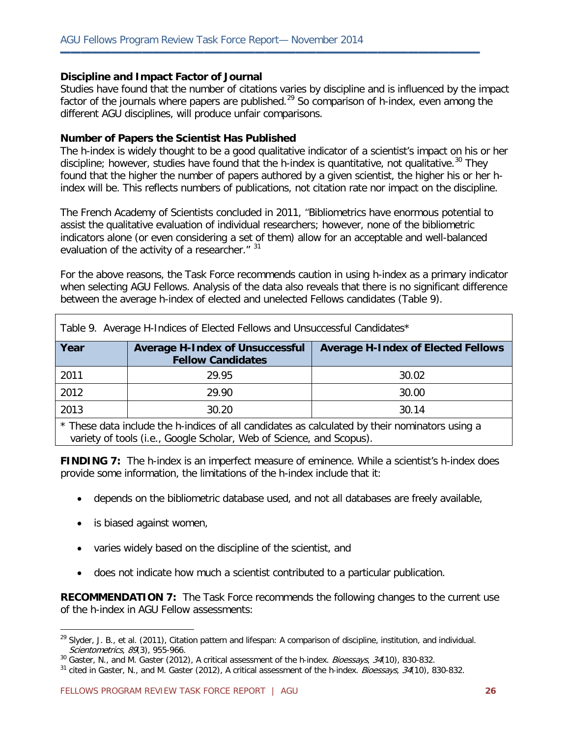### Discipline and Impact Factor of Journal

Studies have found that the number of citations varies by discipline and is influenced by the impact factor of the journals where papers are published.[29] So comparison of h-index, even among the different AGU disciplines, will produce unfair comparisons.

### Number of Papers the Scientist Has Published

The h-index is widely thought to be a good qualitative indicator of a scientist's impact on his or her discipline; however, studies have found that the h-index is quantitative, not qualitative.[30] They found that the higher the number of papers authored by a given scientist, the higher his or her h-index will be. This reflects numbers of publications, not citation rate nor impact on the discipline.

The French Academy of Scientists concluded in 2011, "Bibliometrics have enormous potential to assist the qualitative evaluation of individual researchers; however, none of the bibliometric indicators alone (or even considering a set of them) allow for an acceptable and well-balanced evaluation of the activity of a researcher." [31]

For the above reasons, the Task Force recommends caution in using h-index as a primary indicator when selecting AGU Fellows. Analysis of the data also reveals that there is no significant difference between the average h-index of elected and unelected Fellows candidates (Table 9).

Table 9. Average H-Indices of Elected Fellows and Unsuccessful Candidates*

| Year | Average H-Index of Unsuccessful Fellow Candidates | Average H-Index of Elected Fellows |
|---|---|---|
| 2011 | 29.95 | 30.02 |
| 2012 | 29.90 | 30.00 |
| 2013 | 30.20 | 30.14 |

* These data include the h-indices of all candidates as calculated by their nominators using a variety of tools (i.e., Google Scholar, Web of Science, and Scopus).

**FINDING 7:** The h-index is an imperfect measure of eminence. While a scientist's h-index does provide some information, the limitations of the h-index include that it:

- depends on the bibliometric database used, and not all databases are freely available,
- is biased against women,
- varies widely based on the discipline of the scientist, and
- does not indicate how much a scientist contributed to a particular publication.

**RECOMMENDATION 7:** The Task Force recommends the following changes to the current use of the h-index in AGU Fellow assessments:

---

[29] Slyder, J. B., et al. (2011), Citation pattern and lifespan: A comparison of discipline, institution, and individual. *Scientometrics*, *89*(3), 955-966.

[30] Gaster, N., and M. Gaster (2012), A critical assessment of the h-index. *Bioessays*, *34*(10), 830-832.

[31] cited in Gaster, N., and M. Gaster (2012), A critical assessment of the h-index. *Bioessays*, *34*(10), 830-832.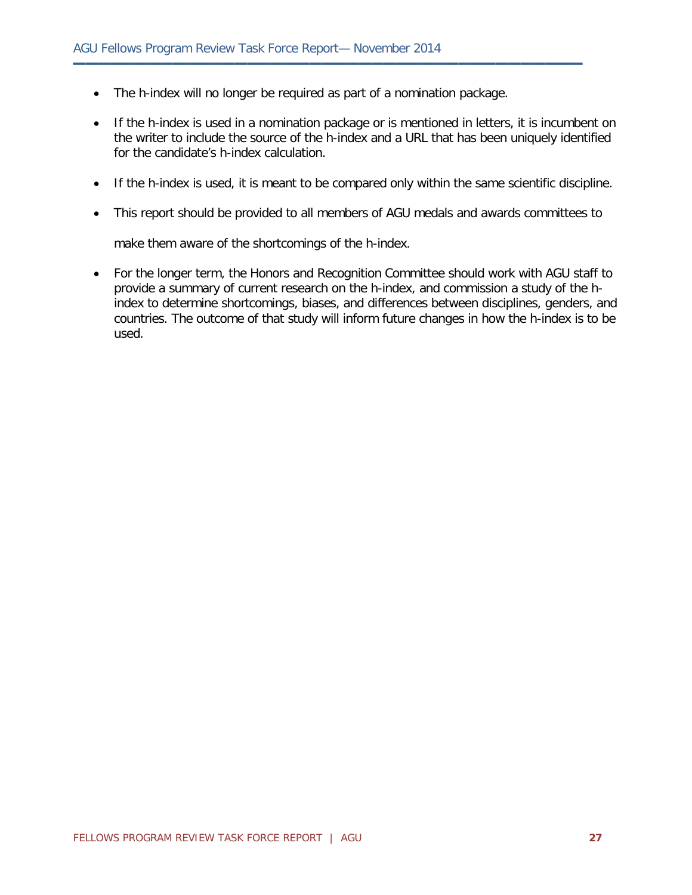- The h-index will no longer be required as part of a nomination package.
- If the h-index is used in a nomination package or is mentioned in letters, it is incumbent on the writer to include the source of the h-index and a URL that has been uniquely identified for the candidate's h-index calculation.
- If the h-index is used, it is meant to be compared only within the same scientific discipline.
- This report should be provided to all members of AGU medals and awards committees to make them aware of the shortcomings of the h-index.
- For the longer term, the Honors and Recognition Committee should work with AGU staff to provide a summary of current research on the h-index, and commission a study of the h-index to determine shortcomings, biases, and differences between disciplines, genders, and countries. The outcome of that study will inform future changes in how the h-index is to be used.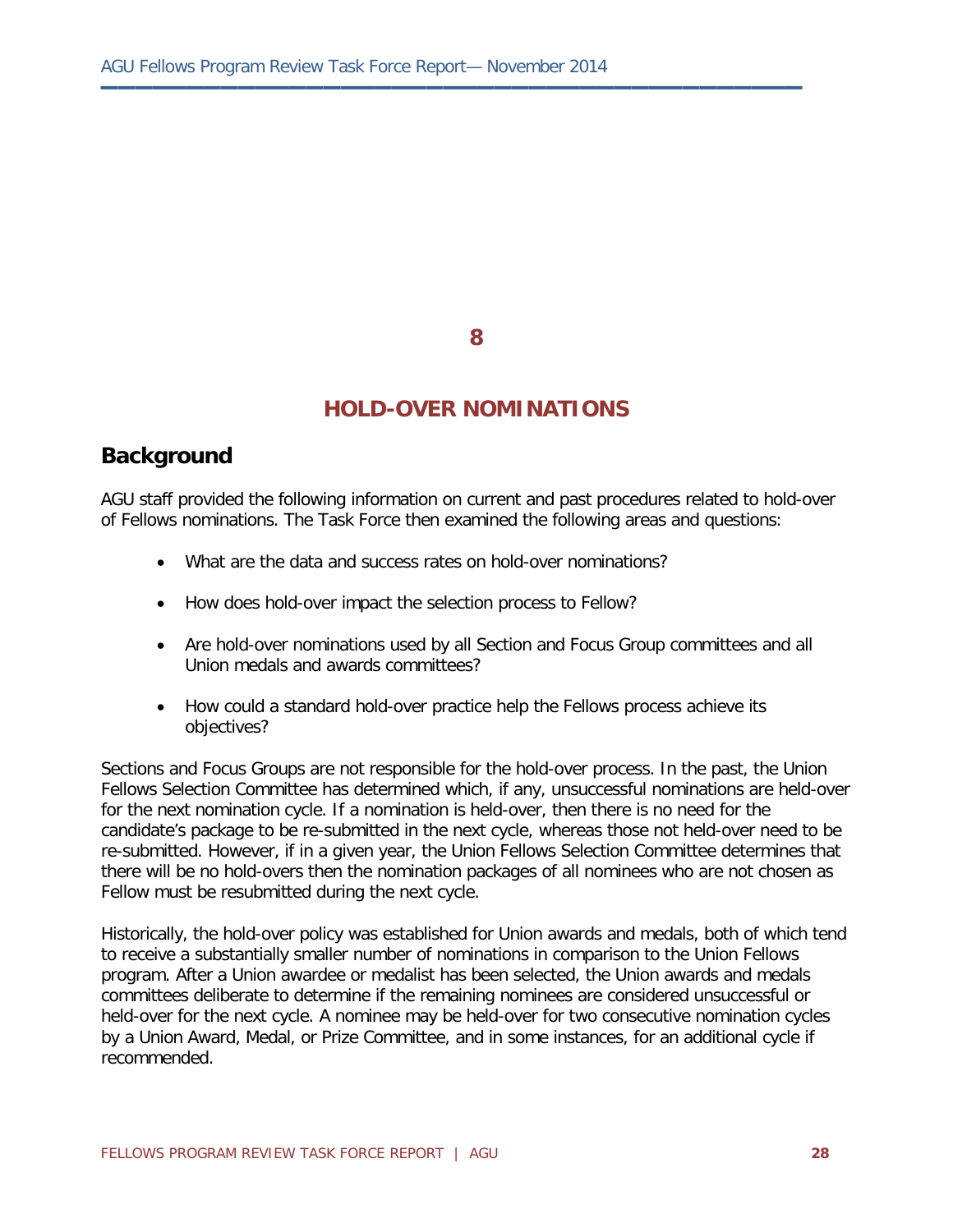# 8

# HOLD-OVER NOMINATIONS

## Background

AGU staff provided the following information on current and past procedures related to hold-over of Fellows nominations. The Task Force then examined the following areas and questions:

- What are the data and success rates on hold-over nominations?
- How does hold-over impact the selection process to Fellow?
- Are hold-over nominations used by all Section and Focus Group committees and all Union medals and awards committees?
- How could a standard hold-over practice help the Fellows process achieve its objectives?

Sections and Focus Groups are not responsible for the hold-over process. In the past, the Union Fellows Selection Committee has determined which, if any, unsuccessful nominations are held-over for the next nomination cycle. If a nomination is held-over, then there is no need for the candidate's package to be re-submitted in the next cycle, whereas those not held-over need to be re-submitted. However, if in a given year, the Union Fellows Selection Committee determines that there will be no hold-overs then the nomination packages of all nominees who are not chosen as Fellow must be resubmitted during the next cycle.

Historically, the hold-over policy was established for Union awards and medals, both of which tend to receive a substantially smaller number of nominations in comparison to the Union Fellows program. After a Union awardee or medalist has been selected, the Union awards and medals committees deliberate to determine if the remaining nominees are considered unsuccessful or held-over for the next cycle. A nominee may be held-over for two consecutive nomination cycles by a Union Award, Medal, or Prize Committee, and in some instances, for an additional cycle if recommended.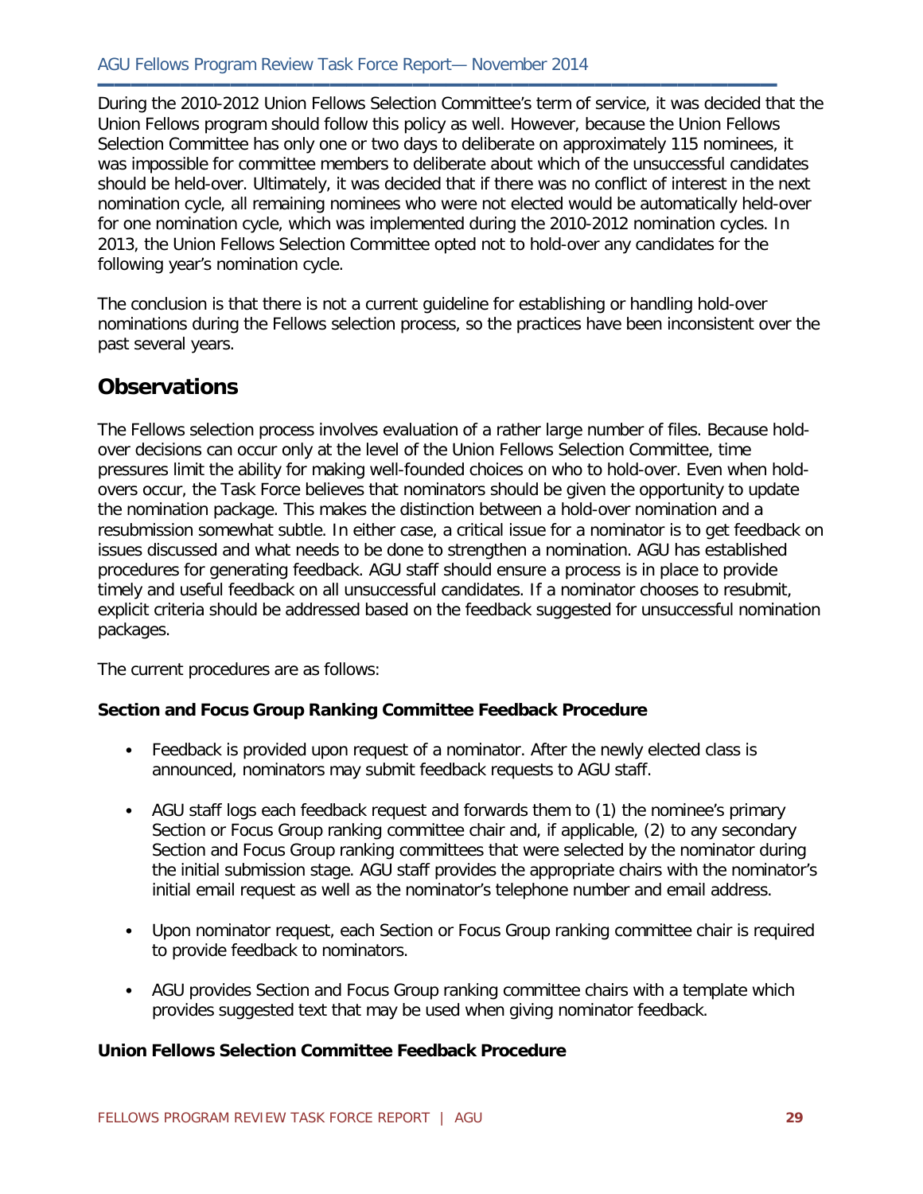During the 2010-2012 Union Fellows Selection Committee's term of service, it was decided that the Union Fellows program should follow this policy as well. However, because the Union Fellows Selection Committee has only one or two days to deliberate on approximately 115 nominees, it was impossible for committee members to deliberate about which of the unsuccessful candidates should be held-over. Ultimately, it was decided that if there was no conflict of interest in the next nomination cycle, all remaining nominees who were not elected would be automatically held-over for one nomination cycle, which was implemented during the 2010-2012 nomination cycles. In 2013, the Union Fellows Selection Committee opted not to hold-over any candidates for the following year's nomination cycle.

The conclusion is that there is not a current guideline for establishing or handling hold-over nominations during the Fellows selection process, so the practices have been inconsistent over the past several years.

## Observations

The Fellows selection process involves evaluation of a rather large number of files. Because hold-over decisions can occur only at the level of the Union Fellows Selection Committee, time pressures limit the ability for making well-founded choices on who to hold-over. Even when hold-overs occur, the Task Force believes that nominators should be given the opportunity to update the nomination package. This makes the distinction between a hold-over nomination and a resubmission somewhat subtle. In either case, a critical issue for a nominator is to get feedback on issues discussed and what needs to be done to strengthen a nomination. AGU has established procedures for generating feedback. AGU staff should ensure a process is in place to provide timely and useful feedback on all unsuccessful candidates. If a nominator chooses to resubmit, explicit criteria should be addressed based on the feedback suggested for unsuccessful nomination packages.

The current procedures are as follows:

**Section and Focus Group Ranking Committee Feedback Procedure**

- Feedback is provided upon request of a nominator. After the newly elected class is announced, nominators may submit feedback requests to AGU staff.
- AGU staff logs each feedback request and forwards them to (1) the nominee's primary Section or Focus Group ranking committee chair and, if applicable, (2) to any secondary Section and Focus Group ranking committees that were selected by the nominator during the initial submission stage. AGU staff provides the appropriate chairs with the nominator's initial email request as well as the nominator's telephone number and email address.
- Upon nominator request, each Section or Focus Group ranking committee chair is required to provide feedback to nominators.
- AGU provides Section and Focus Group ranking committee chairs with a template which provides suggested text that may be used when giving nominator feedback.

**Union Fellows Selection Committee Feedback Procedure**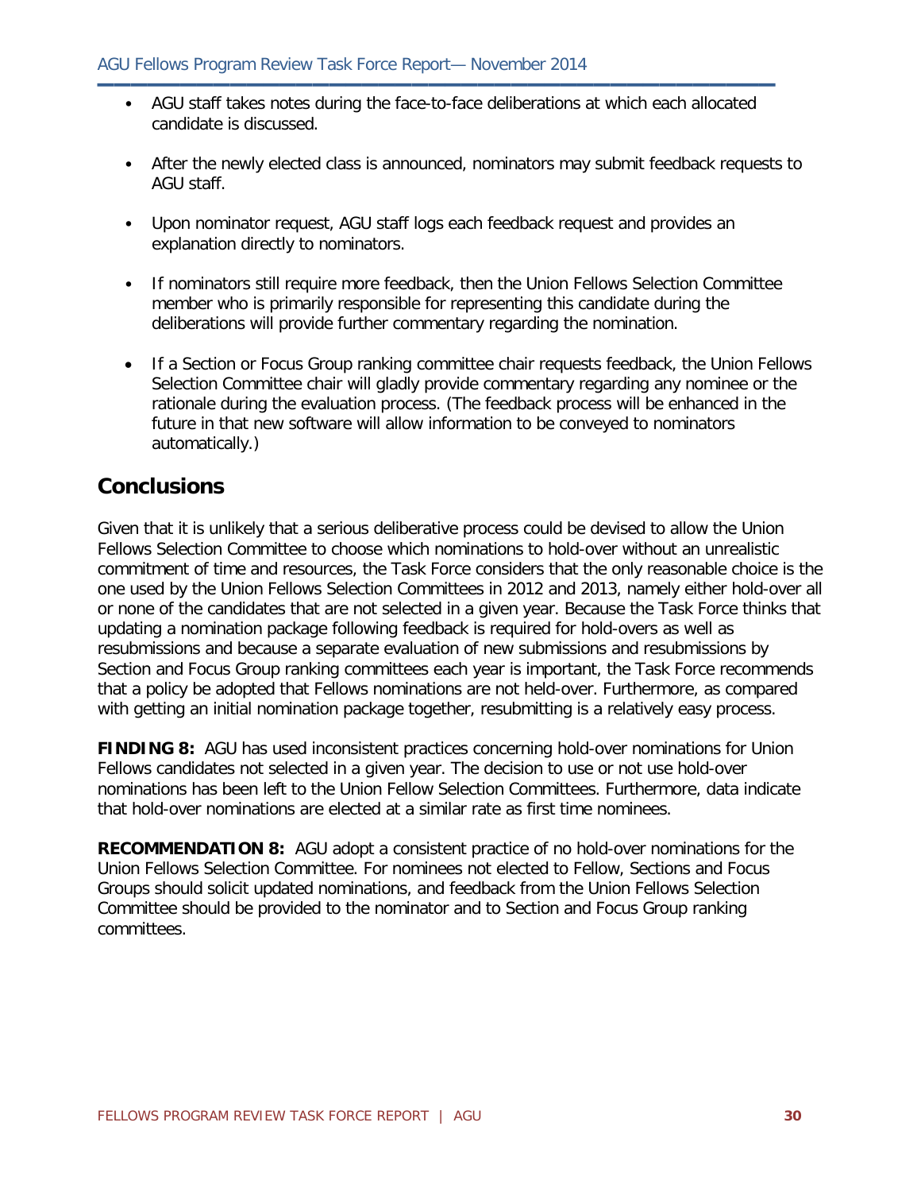- AGU staff takes notes during the face-to-face deliberations at which each allocated candidate is discussed.
- After the newly elected class is announced, nominators may submit feedback requests to AGU staff.
- Upon nominator request, AGU staff logs each feedback request and provides an explanation directly to nominators.
- If nominators still require more feedback, then the Union Fellows Selection Committee member who is primarily responsible for representing this candidate during the deliberations will provide further commentary regarding the nomination.
- If a Section or Focus Group ranking committee chair requests feedback, the Union Fellows Selection Committee chair will gladly provide commentary regarding any nominee or the rationale during the evaluation process. (The feedback process will be enhanced in the future in that new software will allow information to be conveyed to nominators automatically.)

## Conclusions

Given that it is unlikely that a serious deliberative process could be devised to allow the Union Fellows Selection Committee to choose which nominations to hold-over without an unrealistic commitment of time and resources, the Task Force considers that the only reasonable choice is the one used by the Union Fellows Selection Committees in 2012 and 2013, namely either hold-over all or none of the candidates that are not selected in a given year. Because the Task Force thinks that updating a nomination package following feedback is required for hold-overs as well as resubmissions and because a separate evaluation of new submissions and resubmissions by Section and Focus Group ranking committees each year is important, the Task Force recommends that a policy be adopted that Fellows nominations are not held-over. Furthermore, as compared with getting an initial nomination package together, resubmitting is a relatively easy process.

**FINDING 8:** AGU has used inconsistent practices concerning hold-over nominations for Union Fellows candidates not selected in a given year. The decision to use or not use hold-over nominations has been left to the Union Fellow Selection Committees. Furthermore, data indicate that hold-over nominations are elected at a similar rate as first time nominees.

**RECOMMENDATION 8:** AGU adopt a consistent practice of no hold-over nominations for the Union Fellows Selection Committee. For nominees not elected to Fellow, Sections and Focus Groups should solicit updated nominations, and feedback from the Union Fellows Selection Committee should be provided to the nominator and to Section and Focus Group ranking committees.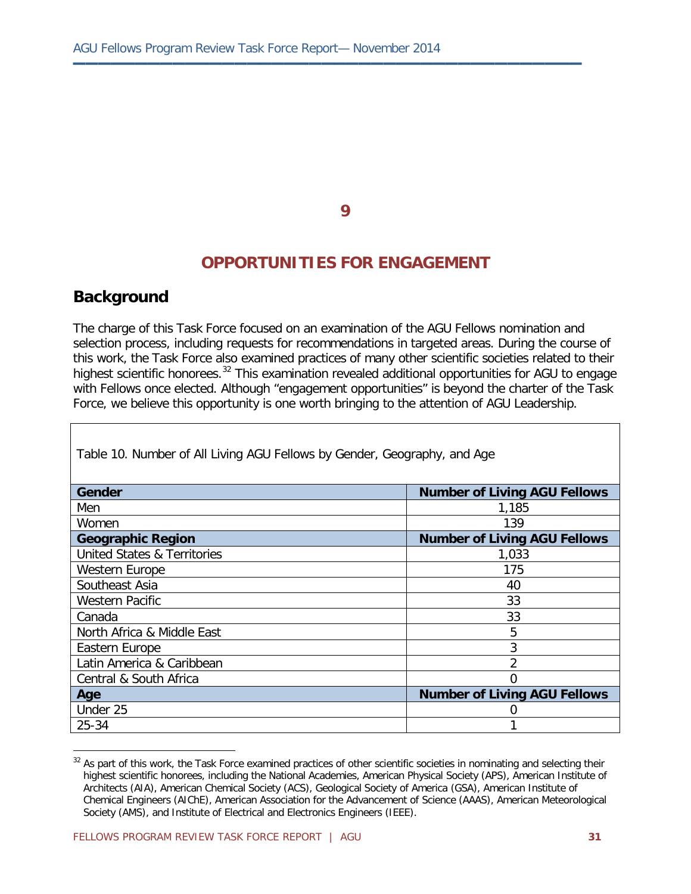# 9

# OPPORTUNITIES FOR ENGAGEMENT

## Background

The charge of this Task Force focused on an examination of the AGU Fellows nomination and selection process, including requests for recommendations in targeted areas. During the course of this work, the Task Force also examined practices of many other scientific societies related to their highest scientific honorees.[32] This examination revealed additional opportunities for AGU to engage with Fellows once elected. Although "engagement opportunities" is beyond the charter of the Task Force, we believe this opportunity is one worth bringing to the attention of AGU Leadership.

Table 10. Number of All Living AGU Fellows by Gender, Geography, and Age

| **Gender** | **Number of Living AGU Fellows** |
|---|---|
| Men | 1,185 |
| Women | 139 |
| **Geographic Region** | **Number of Living AGU Fellows** |
| United States & Territories | 1,033 |
| Western Europe | 175 |
| Southeast Asia | 40 |
| Western Pacific | 33 |
| Canada | 33 |
| North Africa & Middle East | 5 |
| Eastern Europe | 3 |
| Latin America & Caribbean | 2 |
| Central & South Africa | 0 |
| **Age** | **Number of Living AGU Fellows** |
| Under 25 | 0 |
| 25-34 | 1 |

[32] As part of this work, the Task Force examined practices of other scientific societies in nominating and selecting their highest scientific honorees, including the National Academies, American Physical Society (APS), American Institute of Architects (AIA), American Chemical Society (ACS), Geological Society of America (GSA), American Institute of Chemical Engineers (AIChE), American Association for the Advancement of Science (AAAS), American Meteorological Society (AMS), and Institute of Electrical and Electronics Engineers (IEEE).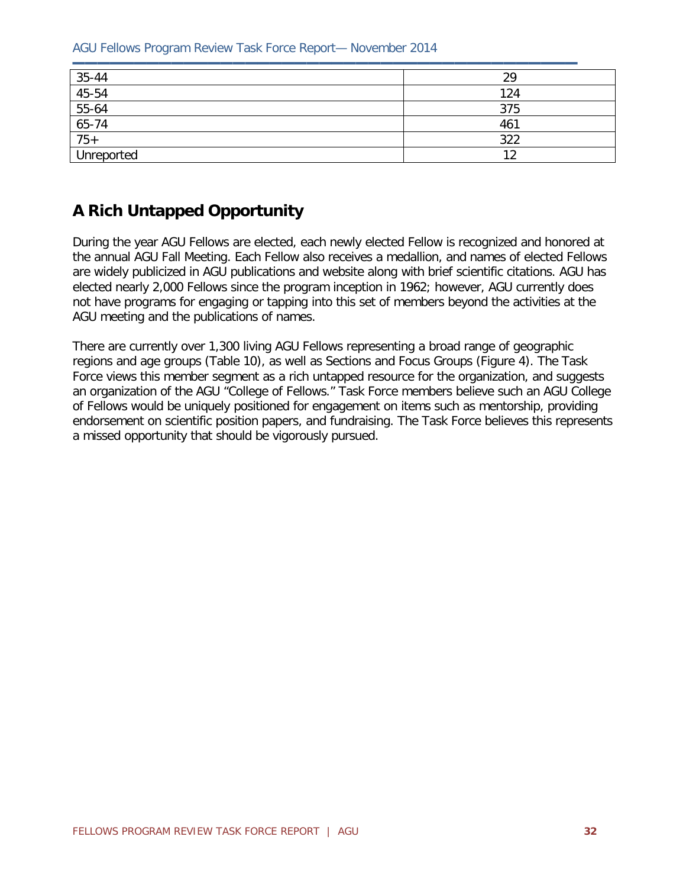| 35-44 | 29 |
|---|---|
| 45-54 | 124 |
| 55-64 | 375 |
| 65-74 | 461 |
| 75+ | 322 |
| Unreported | 12 |

## A Rich Untapped Opportunity

During the year AGU Fellows are elected, each newly elected Fellow is recognized and honored at the annual AGU Fall Meeting. Each Fellow also receives a medallion, and names of elected Fellows are widely publicized in AGU publications and website along with brief scientific citations. AGU has elected nearly 2,000 Fellows since the program inception in 1962; however, AGU currently does not have programs for engaging or tapping into this set of members beyond the activities at the AGU meeting and the publications of names.

There are currently over 1,300 living AGU Fellows representing a broad range of geographic regions and age groups (Table 10), as well as Sections and Focus Groups (Figure 4). The Task Force views this member segment as a rich untapped resource for the organization, and suggests an organization of the AGU "College of Fellows." Task Force members believe such an AGU College of Fellows would be uniquely positioned for engagement on items such as mentorship, providing endorsement on scientific position papers, and fundraising. The Task Force believes this represents a missed opportunity that should be vigorously pursued.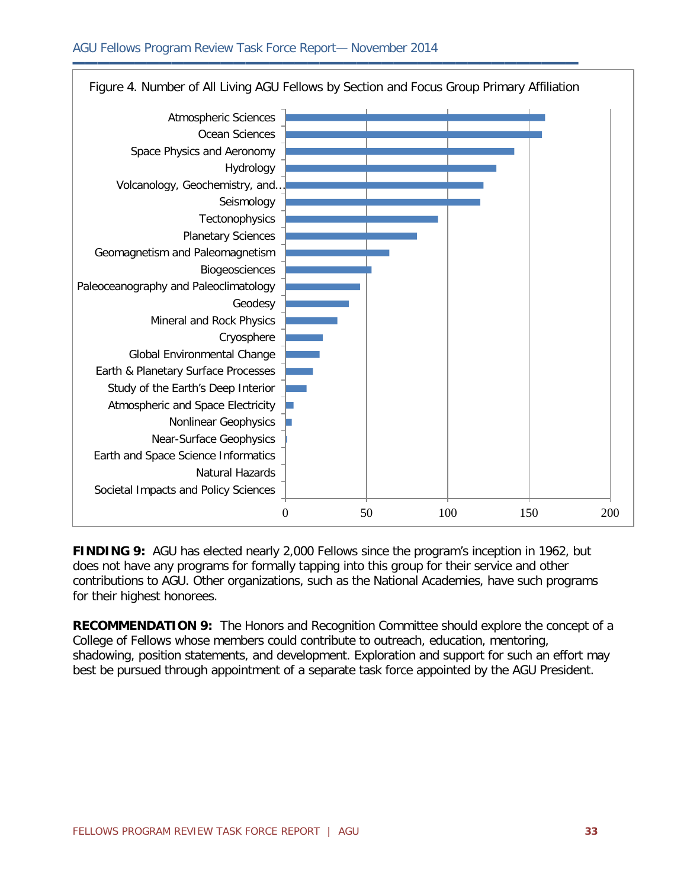Figure 4. Number of All Living AGU Fellows by Section and Focus Group Primary Affiliation

Atmospheric Sciences
Ocean Sciences
Space Physics and Aeronomy
Hydrology
Volcanology, Geochemistry, and...
Seismology
Tectonophysics
Planetary Sciences
Geomagnetism and Paleomagnetism
Biogeosciences
Paleoceanography and Paleoclimatology
Geodesy
Mineral and Rock Physics
Cryosphere
Global Environmental Change
Earth & Planetary Surface Processes
Study of the Earth's Deep Interior
Atmospheric and Space Electricity
Nonlinear Geophysics
Near-Surface Geophysics
Earth and Space Science Informatics
Natural Hazards
Societal Impacts and Policy Sciences

0 50 100 150 200

**FINDING 9:** AGU has elected nearly 2,000 Fellows since the program's inception in 1962, but does not have any programs for formally tapping into this group for their service and other contributions to AGU. Other organizations, such as the National Academies, have such programs for their highest honorees.

**RECOMMENDATION 9:** The Honors and Recognition Committee should explore the concept of a College of Fellows whose members could contribute to outreach, education, mentoring, shadowing, position statements, and development. Exploration and support for such an effort may best be pursued through appointment of a separate task force appointed by the AGU President.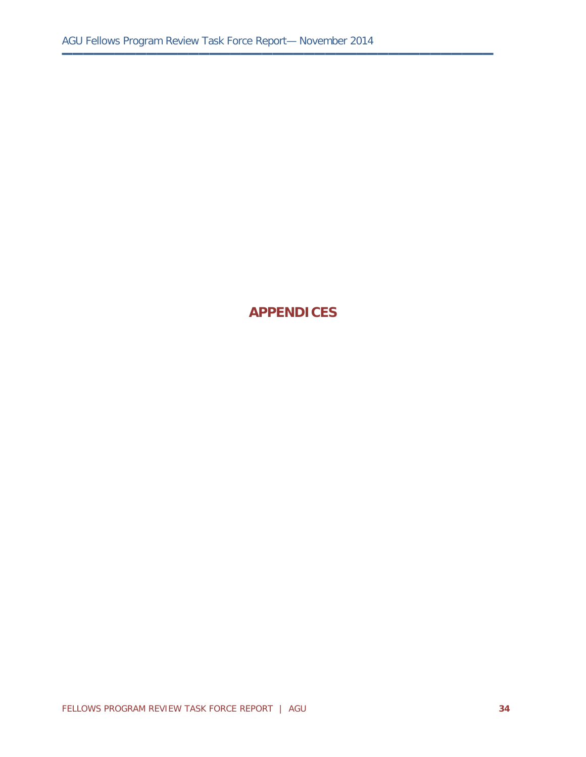# APPENDICES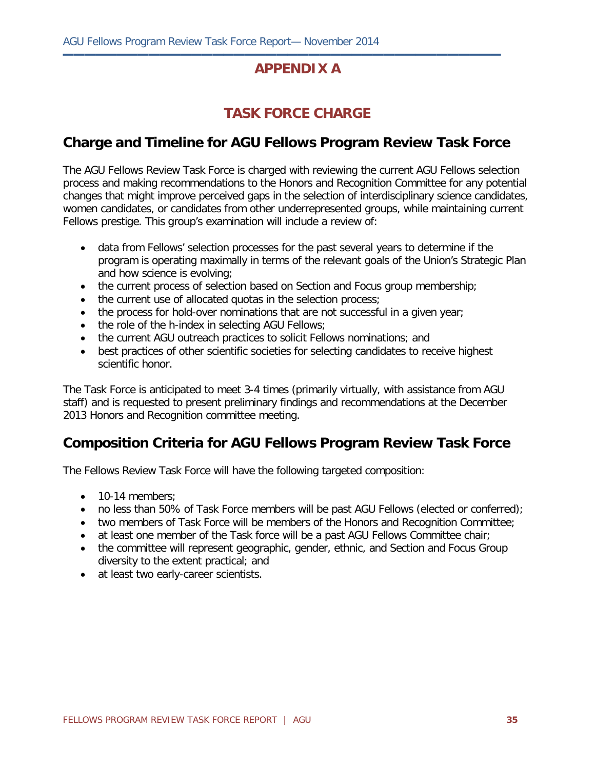# APPENDIX A

## TASK FORCE CHARGE

### Charge and Timeline for AGU Fellows Program Review Task Force

The AGU Fellows Review Task Force is charged with reviewing the current AGU Fellows selection process and making recommendations to the Honors and Recognition Committee for any potential changes that might improve perceived gaps in the selection of interdisciplinary science candidates, women candidates, or candidates from other underrepresented groups, while maintaining current Fellows prestige. This group's examination will include a review of:

- data from Fellows' selection processes for the past several years to determine if the program is operating maximally in terms of the relevant goals of the Union's Strategic Plan and how science is evolving;
- the current process of selection based on Section and Focus group membership;
- the current use of allocated quotas in the selection process;
- the process for hold-over nominations that are not successful in a given year;
- the role of the h-index in selecting AGU Fellows;
- the current AGU outreach practices to solicit Fellows nominations; and
- best practices of other scientific societies for selecting candidates to receive highest scientific honor.

The Task Force is anticipated to meet 3-4 times (primarily virtually, with assistance from AGU staff) and is requested to present preliminary findings and recommendations at the December 2013 Honors and Recognition committee meeting.

### Composition Criteria for AGU Fellows Program Review Task Force

The Fellows Review Task Force will have the following targeted composition:

- 10-14 members;
- no less than 50% of Task Force members will be past AGU Fellows (elected or conferred);
- two members of Task Force will be members of the Honors and Recognition Committee;
- at least one member of the Task force will be a past AGU Fellows Committee chair;
- the committee will represent geographic, gender, ethnic, and Section and Focus Group diversity to the extent practical; and
- at least two early-career scientists.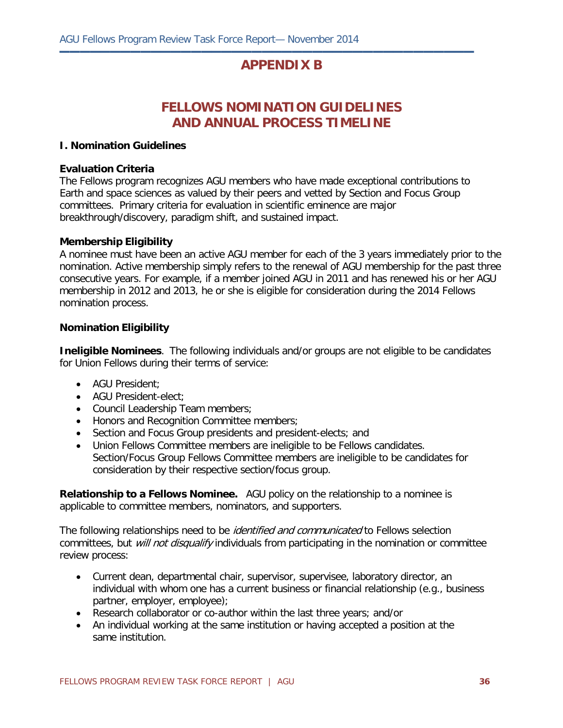# APPENDIX B

## FELLOWS NOMINATION GUIDELINES AND ANNUAL PROCESS TIMELINE

### I. Nomination Guidelines

**Evaluation Criteria**

The Fellows program recognizes AGU members who have made exceptional contributions to Earth and space sciences as valued by their peers and vetted by Section and Focus Group committees. Primary criteria for evaluation in scientific eminence are major breakthrough/discovery, paradigm shift, and sustained impact.

**Membership Eligibility**

A nominee must have been an active AGU member for each of the 3 years immediately prior to the nomination. Active membership simply refers to the renewal of AGU membership for the past three consecutive years. For example, if a member joined AGU in 2011 and has renewed his or her AGU membership in 2012 and 2013, he or she is eligible for consideration during the 2014 Fellows nomination process.

**Nomination Eligibility**

**Ineligible Nominees**. The following individuals and/or groups are not eligible to be candidates for Union Fellows during their terms of service:

- AGU President;
- AGU President-elect;
- Council Leadership Team members;
- Honors and Recognition Committee members;
- Section and Focus Group presidents and president-elects; and
- Union Fellows Committee members are ineligible to be Fellows candidates. Section/Focus Group Fellows Committee members are ineligible to be candidates for consideration by their respective section/focus group.

**Relationship to a Fellows Nominee.** AGU policy on the relationship to a nominee is applicable to committee members, nominators, and supporters.

The following relationships need to be *identified and communicated* to Fellows selection committees, but *will not disqualify* individuals from participating in the nomination or committee review process:

- Current dean, departmental chair, supervisor, supervisee, laboratory director, an individual with whom one has a current business or financial relationship (e.g., business partner, employer, employee);
- Research collaborator or co-author within the last three years; and/or
- An individual working at the same institution or having accepted a position at the same institution.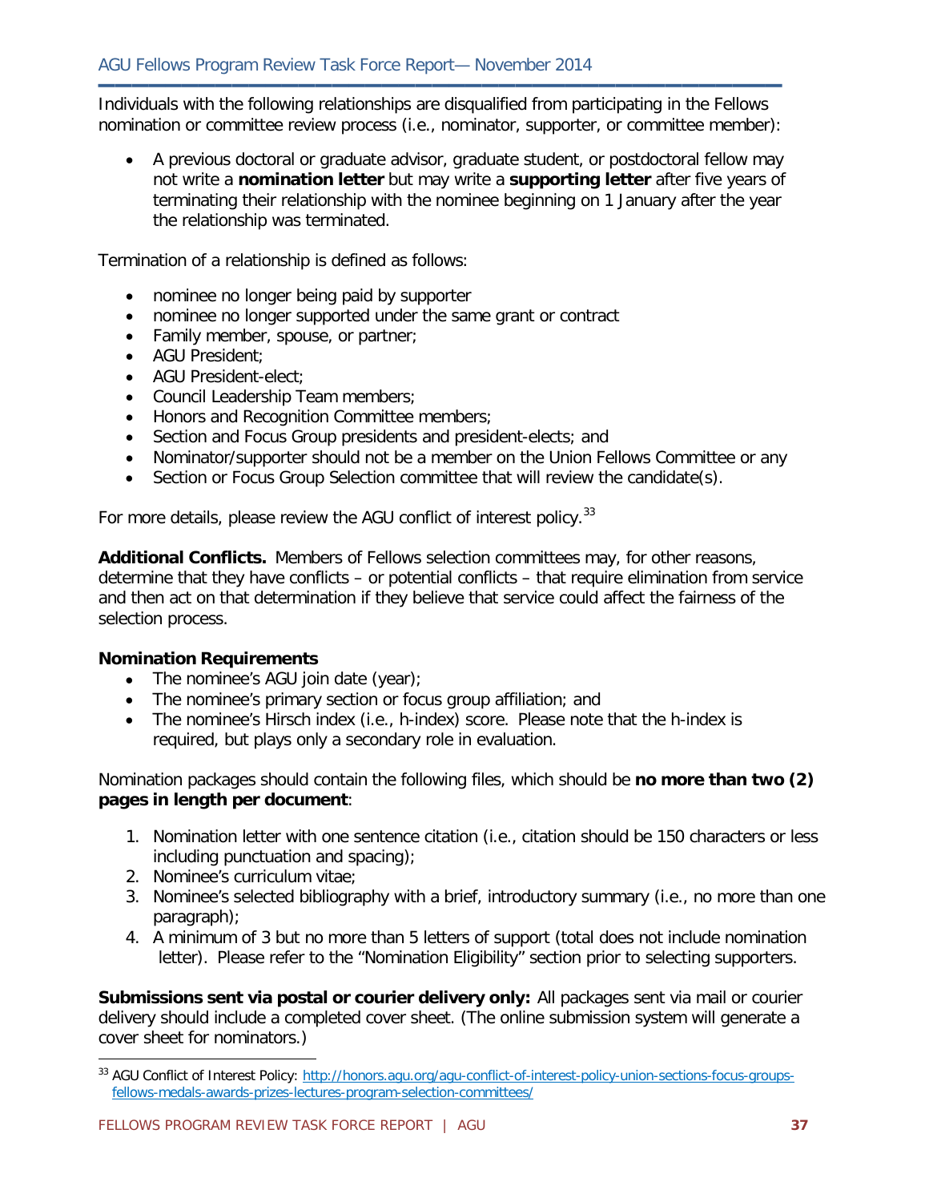Individuals with the following relationships are disqualified from participating in the Fellows nomination or committee review process (i.e., nominator, supporter, or committee member):

- A previous doctoral or graduate advisor, graduate student, or postdoctoral fellow may not write a **nomination letter** but may write a **supporting letter** after five years of terminating their relationship with the nominee beginning on 1 January after the year the relationship was terminated.

Termination of a relationship is defined as follows:

- nominee no longer being paid by supporter
- nominee no longer supported under the same grant or contract
- Family member, spouse, or partner;
- AGU President;
- AGU President-elect;
- Council Leadership Team members;
- Honors and Recognition Committee members;
- Section and Focus Group presidents and president-elects; and
- Nominator/supporter should not be a member on the Union Fellows Committee or any
- Section or Focus Group Selection committee that will review the candidate(s).

For more details, please review the AGU conflict of interest policy.[33]

**Additional Conflicts.** Members of Fellows selection committees may, for other reasons, determine that they have conflicts – or potential conflicts – that require elimination from service and then act on that determination if they believe that service could affect the fairness of the selection process.

**Nomination Requirements**

- The nominee's AGU join date (year);
- The nominee's primary section or focus group affiliation; and
- The nominee's Hirsch index (i.e., h-index) score. Please note that the h-index is required, but plays only a secondary role in evaluation.

Nomination packages should contain the following files, which should be **no more than two (2) pages in length per document**:

1. Nomination letter with one sentence citation (i.e., citation should be 150 characters or less including punctuation and spacing);
2. Nominee's curriculum vitae;
3. Nominee's selected bibliography with a brief, introductory summary (i.e., no more than one paragraph);
4. A minimum of 3 but no more than 5 letters of support (total does not include nomination letter). Please refer to the "Nomination Eligibility" section prior to selecting supporters.

**Submissions sent via postal or courier delivery only:** All packages sent via mail or courier delivery should include a completed cover sheet. (The online submission system will generate a cover sheet for nominators.)

---

[33] AGU Conflict of Interest Policy: http://honors.agu.org/agu-conflict-of-interest-policy-union-sections-focus-groups-fellows-medals-awards-prizes-lectures-program-selection-committees/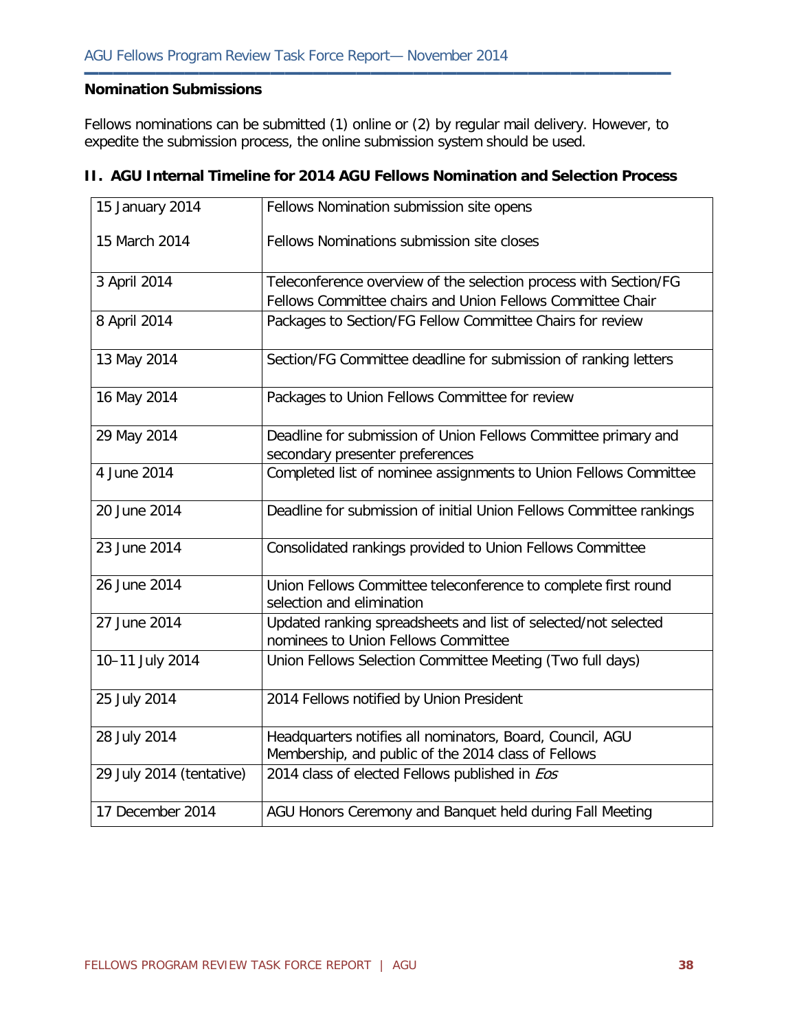### Nomination Submissions

Fellows nominations can be submitted (1) online or (2) by regular mail delivery. However, to expedite the submission process, the online submission system should be used.

## II. AGU Internal Timeline for 2014 AGU Fellows Nomination and Selection Process

| | |
|---|---|
| 15 January 2014 | Fellows Nomination submission site opens |
| 15 March 2014 | Fellows Nominations submission site closes |
| 3 April 2014 | Teleconference overview of the selection process with Section/FG Fellows Committee chairs and Union Fellows Committee Chair |
| 8 April 2014 | Packages to Section/FG Fellow Committee Chairs for review |
| 13 May 2014 | Section/FG Committee deadline for submission of ranking letters |
| 16 May 2014 | Packages to Union Fellows Committee for review |
| 29 May 2014 | Deadline for submission of Union Fellows Committee primary and secondary presenter preferences |
| 4 June 2014 | Completed list of nominee assignments to Union Fellows Committee |
| 20 June 2014 | Deadline for submission of initial Union Fellows Committee rankings |
| 23 June 2014 | Consolidated rankings provided to Union Fellows Committee |
| 26 June 2014 | Union Fellows Committee teleconference to complete first round selection and elimination |
| 27 June 2014 | Updated ranking spreadsheets and list of selected/not selected nominees to Union Fellows Committee |
| 10–11 July 2014 | Union Fellows Selection Committee Meeting (Two full days) |
| 25 July 2014 | 2014 Fellows notified by Union President |
| 28 July 2014 | Headquarters notifies all nominators, Board, Council, AGU Membership, and public of the 2014 class of Fellows |
| 29 July 2014 (tentative) | 2014 class of elected Fellows published in *Eos* |
| 17 December 2014 | AGU Honors Ceremony and Banquet held during Fall Meeting |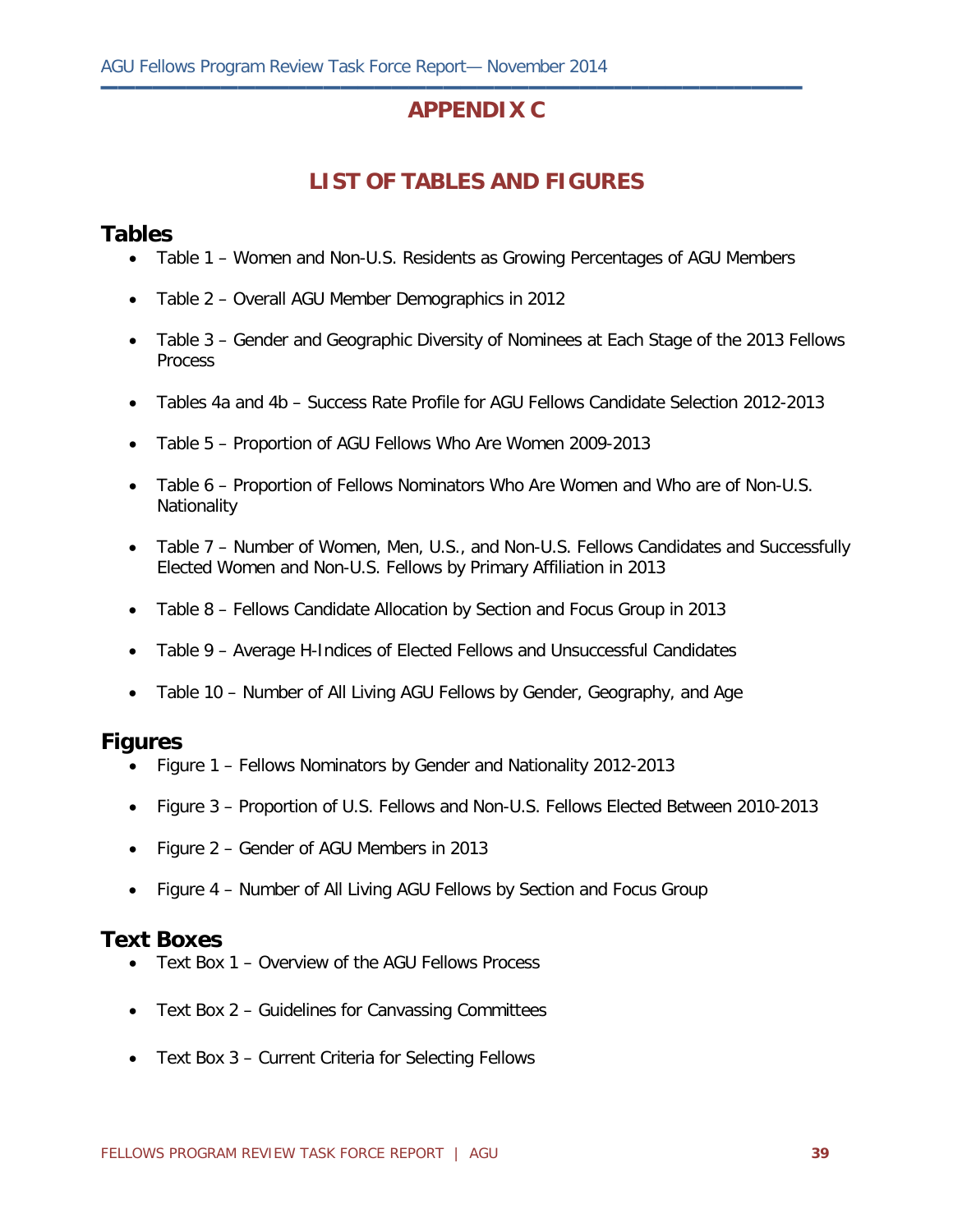# APPENDIX C

## LIST OF TABLES AND FIGURES

### Tables

- Table 1 – Women and Non-U.S. Residents as Growing Percentages of AGU Members
- Table 2 – Overall AGU Member Demographics in 2012
- Table 3 – Gender and Geographic Diversity of Nominees at Each Stage of the 2013 Fellows Process
- Tables 4a and 4b – Success Rate Profile for AGU Fellows Candidate Selection 2012-2013
- Table 5 – Proportion of AGU Fellows Who Are Women 2009-2013
- Table 6 – Proportion of Fellows Nominators Who Are Women and Who are of Non-U.S. Nationality
- Table 7 – Number of Women, Men, U.S., and Non-U.S. Fellows Candidates and Successfully Elected Women and Non-U.S. Fellows by Primary Affiliation in 2013
- Table 8 – Fellows Candidate Allocation by Section and Focus Group in 2013
- Table 9 – Average H-Indices of Elected Fellows and Unsuccessful Candidates
- Table 10 – Number of All Living AGU Fellows by Gender, Geography, and Age

### Figures

- Figure 1 – Fellows Nominators by Gender and Nationality 2012-2013
- Figure 3 – Proportion of U.S. Fellows and Non-U.S. Fellows Elected Between 2010-2013
- Figure 2 – Gender of AGU Members in 2013
- Figure 4 – Number of All Living AGU Fellows by Section and Focus Group

### Text Boxes

- Text Box 1 – Overview of the AGU Fellows Process
- Text Box 2 – Guidelines for Canvassing Committees
- Text Box 3 – Current Criteria for Selecting Fellows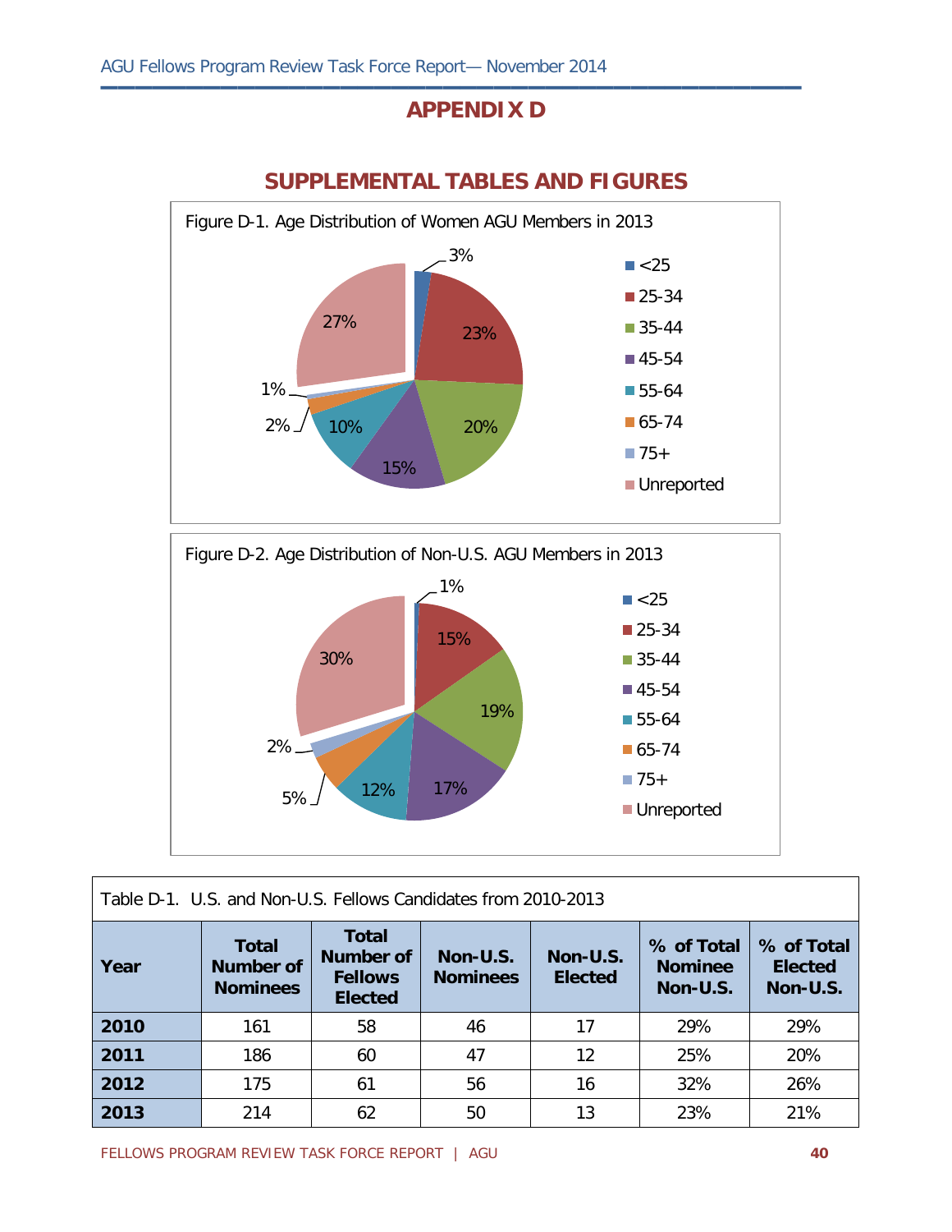# APPENDIX D

## SUPPLEMENTAL TABLES AND FIGURES

Figure D-1. Age Distribution of Women AGU Members in 2013

| Age | Percent |
|---|---|
| <25 | 3% |
| 25-34 | 23% |
| 35-44 | 20% |
| 45-54 | 15% |
| 55-64 | 10% |
| 65-74 | 2% |
| 75+ | 1% |
| Unreported | 27% |

Figure D-2. Age Distribution of Non-U.S. AGU Members in 2013

| Age | Percent |
|---|---|
| <25 | 1% |
| 25-34 | 15% |
| 35-44 | 19% |
| 45-54 | 17% |
| 55-64 | 12% |
| 65-74 | 5% |
| 75+ | 2% |
| Unreported | 30% |

Table D-1. U.S. and Non-U.S. Fellows Candidates from 2010-2013

| Year | Total Number of Nominees | Total Number of Fellows Elected | Non-U.S. Nominees | Non-U.S. Elected | % of Total Nominee Non-U.S. | % of Total Elected Non-U.S. |
|---|---|---|---|---|---|---|
| **2010** | 161 | 58 | 46 | 17 | 29% | 29% |
| **2011** | 186 | 60 | 47 | 12 | 25% | 20% |
| **2012** | 175 | 61 | 56 | 16 | 32% | 26% |
| **2013** | 214 | 62 | 50 | 13 | 23% | 21% |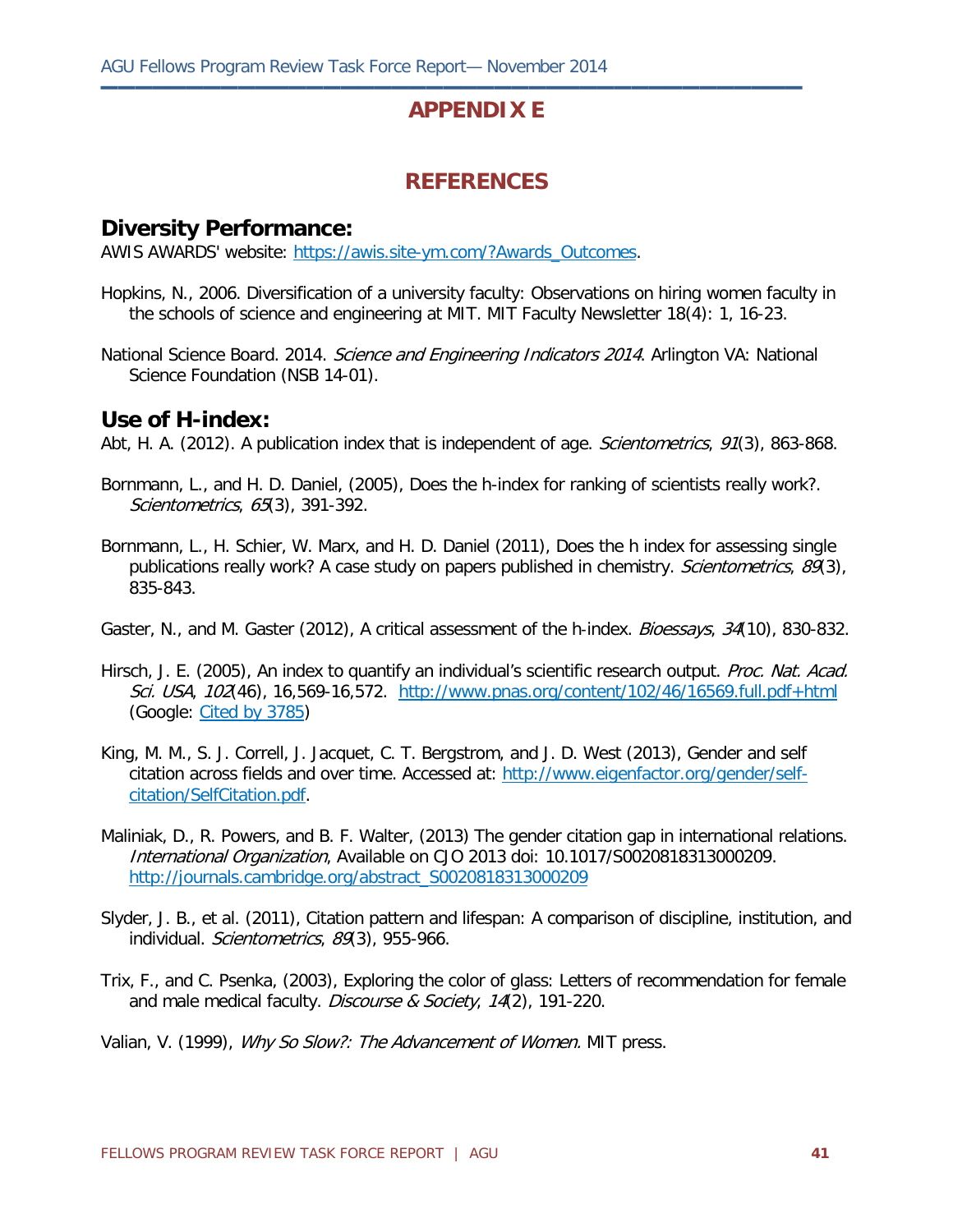# APPENDIX E

# REFERENCES

## Diversity Performance:

AWIS AWARDS' website: [https://awis.site-ym.com/?Awards_Outcomes](https://awis.site-ym.com/?Awards_Outcomes).

Hopkins, N., 2006. Diversification of a university faculty: Observations on hiring women faculty in the schools of science and engineering at MIT. MIT Faculty Newsletter 18(4): 1, 16-23.

National Science Board. 2014. *Science and Engineering Indicators 2014*. Arlington VA: National Science Foundation (NSB 14-01).

## Use of H-index:

Abt, H. A. (2012). A publication index that is independent of age. *Scientometrics*, *91*(3), 863-868.

Bornmann, L., and H. D. Daniel, (2005), Does the h-index for ranking of scientists really work?. *Scientometrics*, *65*(3), 391-392.

Bornmann, L., H. Schier, W. Marx, and H. D. Daniel (2011), Does the h index for assessing single publications really work? A case study on papers published in chemistry. *Scientometrics*, *89*(3), 835-843.

Gaster, N., and M. Gaster (2012), A critical assessment of the h-index. *Bioessays*, *34*(10), 830-832.

Hirsch, J. E. (2005), An index to quantify an individual's scientific research output. *Proc. Nat. Acad. Sci. USA*, *102*(46), 16,569-16,572. [http://www.pnas.org/content/102/46/16569.full.pdf+html](http://www.pnas.org/content/102/46/16569.full.pdf+html) (Google: Cited by 3785)

King, M. M., S. J. Correll, J. Jacquet, C. T. Bergstrom, and J. D. West (2013), Gender and self citation across fields and over time. Accessed at: [http://www.eigenfactor.org/gender/self-citation/SelfCitation.pdf](http://www.eigenfactor.org/gender/self-citation/SelfCitation.pdf).

Maliniak, D., R. Powers, and B. F. Walter, (2013) The gender citation gap in international relations. *International Organization*, Available on CJO 2013 doi: 10.1017/S0020818313000209. [http://journals.cambridge.org/abstract_S0020818313000209](http://journals.cambridge.org/abstract_S0020818313000209)

Slyder, J. B., et al. (2011), Citation pattern and lifespan: A comparison of discipline, institution, and individual. *Scientometrics*, *89*(3), 955-966.

Trix, F., and C. Psenka, (2003), Exploring the color of glass: Letters of recommendation for female and male medical faculty. *Discourse & Society*, *14*(2), 191-220.

Valian, V. (1999), *Why So Slow?: The Advancement of Women.* MIT press.